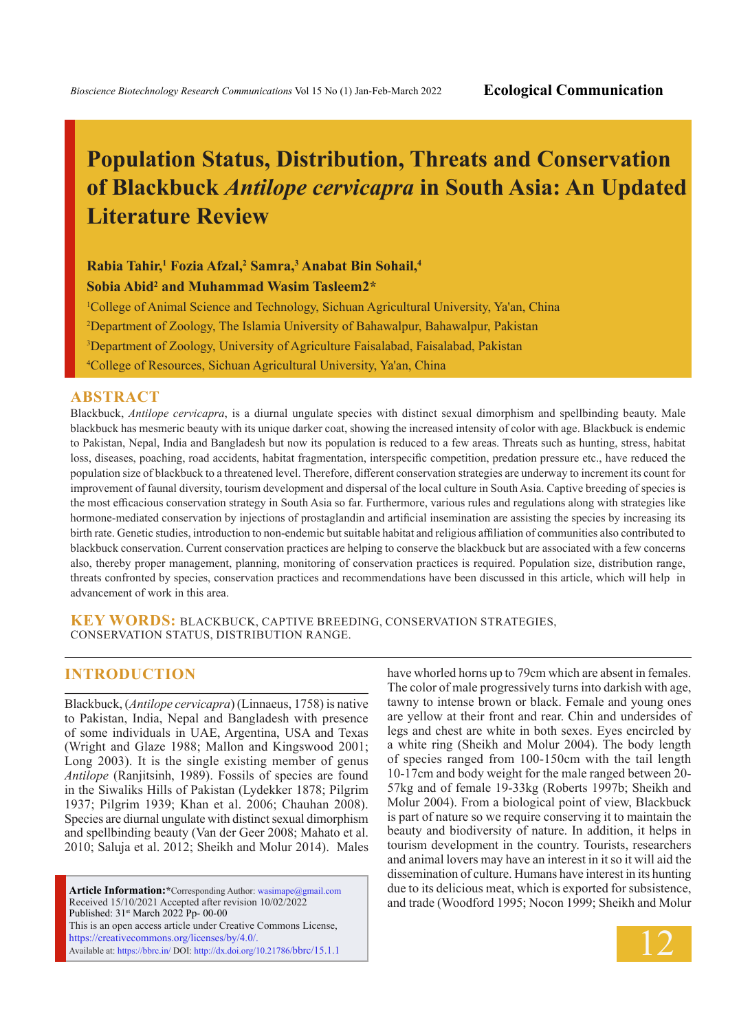Ecological Communication

# Population Status, Distribution, Threats and Conservation of Blackbuck *Antilope cervicapra* in South Asia: An Updated Literature Review

**Rabia Tahir,[1] Fozia Afzal,[2] Samra,[3] Anabat Bin Sohail,[4] Sobia Abid[2] and Muhammad Wasim Tasleem2***

[1]College of Animal Science and Technology, Sichuan Agricultural University, Ya'an, China

[2]Department of Zoology, The Islamia University of Bahawalpur, Bahawalpur, Pakistan

[3]Department of Zoology, University of Agriculture Faisalabad, Faisalabad, Pakistan

[4]College of Resources, Sichuan Agricultural University, Ya'an, China

## ABSTRACT

Blackbuck, *Antilope cervicapra*, is a diurnal ungulate species with distinct sexual dimorphism and spellbinding beauty. Male blackbuck has mesmeric beauty with its unique darker coat, showing the increased intensity of color with age. Blackbuck is endemic to Pakistan, Nepal, India and Bangladesh but now its population is reduced to a few areas. Threats such as hunting, stress, habitat loss, diseases, poaching, road accidents, habitat fragmentation, interspecific competition, predation pressure etc., have reduced the population size of blackbuck to a threatened level. Therefore, different conservation strategies are underway to increment its count for improvement of faunal diversity, tourism development and dispersal of the local culture in South Asia. Captive breeding of species is the most efficacious conservation strategy in South Asia so far. Furthermore, various rules and regulations along with strategies like hormone-mediated conservation by injections of prostaglandin and artificial insemination are assisting the species by increasing its birth rate. Genetic studies, introduction to non-endemic but suitable habitat and religious affiliation of communities also contributed to blackbuck conservation. Current conservation practices are helping to conserve the blackbuck but are associated with a few concerns also, thereby proper management, planning, monitoring of conservation practices is required. Population size, distribution range, threats confronted by species, conservation practices and recommendations have been discussed in this article, which will help in advancement of work in this area.

**KEY WORDS:** BLACKBUCK, CAPTIVE BREEDING, CONSERVATION STRATEGIES, CONSERVATION STATUS, DISTRIBUTION RANGE.

## INTRODUCTION

Blackbuck, (*Antilope cervicapra*) (Linnaeus, 1758) is native to Pakistan, India, Nepal and Bangladesh with presence of some individuals in UAE, Argentina, USA and Texas (Wright and Glaze 1988; Mallon and Kingswood 2001; Long 2003). It is the single existing member of genus *Antilope* (Ranjitsinh, 1989). Fossils of species are found in the Siwaliks Hills of Pakistan (Lydekker 1878; Pilgrim 1937; Pilgrim 1939; Khan et al. 2006; Chauhan 2008). Species are diurnal ungulate with distinct sexual dimorphism and spellbinding beauty (Van der Geer 2008; Mahato et al. 2010; Saluja et al. 2012; Sheikh and Molur 2014). Males have whorled horns up to 79cm which are absent in females. The color of male progressively turns into darkish with age, tawny to intense brown or black. Female and young ones are yellow at their front and rear. Chin and undersides of legs and chest are white in both sexes. Eyes encircled by a white ring (Sheikh and Molur 2004). The body length of species ranged from 100-150cm with the tail length 10-17cm and body weight for the male ranged between 20-57kg and of female 19-33kg (Roberts 1997b; Sheikh and Molur 2004). From a biological point of view, Blackbuck is part of nature so we require conserving it to maintain the beauty and biodiversity of nature. In addition, it helps in tourism development in the country. Tourists, researchers and animal lovers may have an interest in it so it will aid the dissemination of culture. Humans have interest in its hunting due to its delicious meat, which is exported for subsistence, and trade (Woodford 1995; Nocon 1999; Sheikh and Molur

**Article Information:***Corresponding Author: wasimape@gmail.com
Received 15/10/2021 Accepted after revision 10/02/2022
Published: 31st March 2022 Pp- 00-00
This is an open access article under Creative Commons License, https://creativecommons.org/licenses/by/4.0/.
Available at: https://bbrc.in/ DOI: http://dx.doi.org/10.21786/bbrc/15.1.1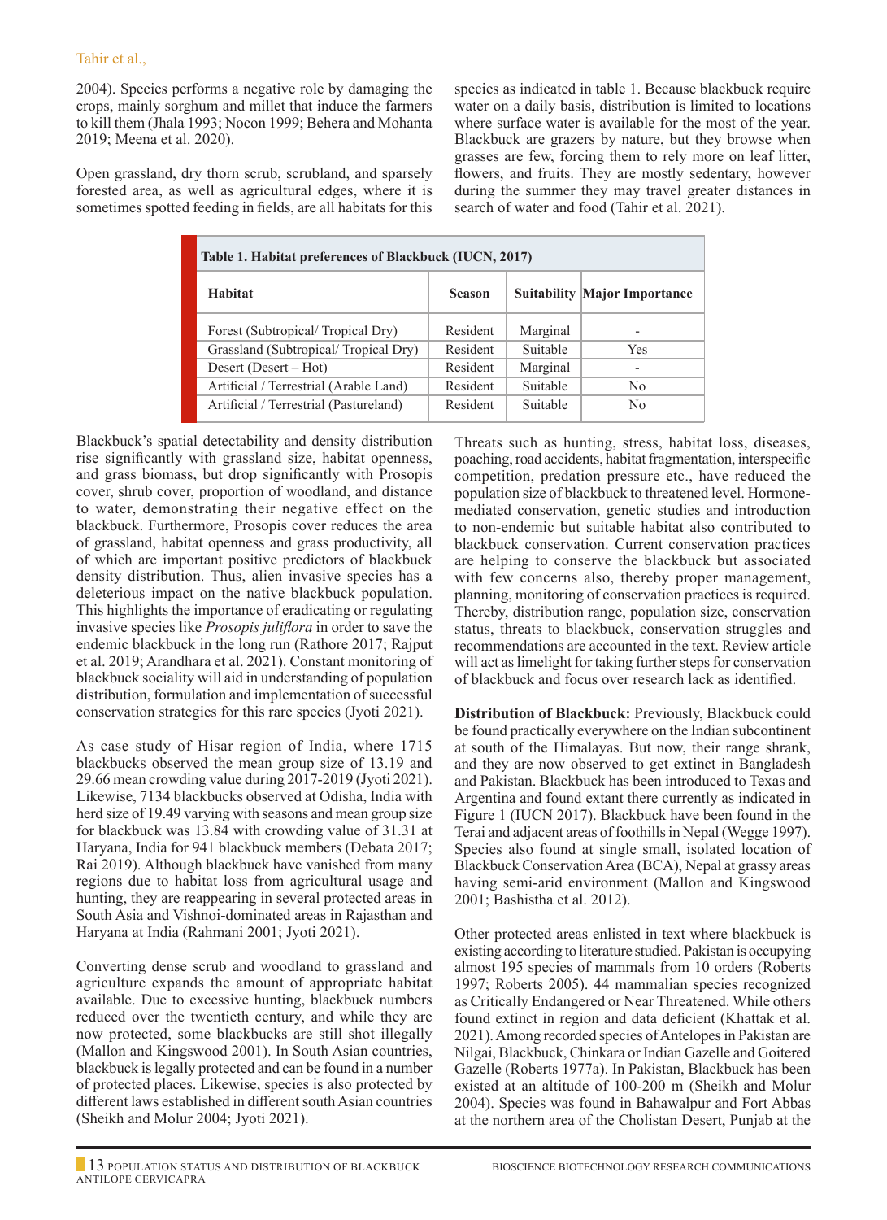2004). Species performs a negative role by damaging the crops, mainly sorghum and millet that induce the farmers to kill them (Jhala 1993; Nocon 1999; Behera and Mohanta 2019; Meena et al. 2020).

Open grassland, dry thorn scrub, scrubland, and sparsely forested area, as well as agricultural edges, where it is sometimes spotted feeding in fields, are all habitats for this species as indicated in table 1. Because blackbuck require water on a daily basis, distribution is limited to locations where surface water is available for the most of the year. Blackbuck are grazers by nature, but they browse when grasses are few, forcing them to rely more on leaf litter, flowers, and fruits. They are mostly sedentary, however during the summer they may travel greater distances in search of water and food (Tahir et al. 2021).

**Table 1. Habitat preferences of Blackbuck (IUCN, 2017)**

| Habitat | Season | Suitability | Major Importance |
|---|---|---|---|
| Forest (Subtropical/ Tropical Dry) | Resident | Marginal | - |
| Grassland (Subtropical/ Tropical Dry) | Resident | Suitable | Yes |
| Desert (Desert – Hot) | Resident | Marginal | - |
| Artificial / Terrestrial (Arable Land) | Resident | Suitable | No |
| Artificial / Terrestrial (Pastureland) | Resident | Suitable | No |

Blackbuck's spatial detectability and density distribution rise significantly with grassland size, habitat openness, and grass biomass, but drop significantly with Prosopis cover, shrub cover, proportion of woodland, and distance to water, demonstrating their negative effect on the blackbuck. Furthermore, Prosopis cover reduces the area of grassland, habitat openness and grass productivity, all of which are important positive predictors of blackbuck density distribution. Thus, alien invasive species has a deleterious impact on the native blackbuck population. This highlights the importance of eradicating or regulating invasive species like *Prosopis juliflora* in order to save the endemic blackbuck in the long run (Rathore 2017; Rajput et al. 2019; Arandhara et al. 2021). Constant monitoring of blackbuck sociality will aid in understanding of population distribution, formulation and implementation of successful conservation strategies for this rare species (Jyoti 2021).

As case study of Hisar region of India, where 1715 blackbucks observed the mean group size of 13.19 and 29.66 mean crowding value during 2017-2019 (Jyoti 2021). Likewise, 7134 blackbucks observed at Odisha, India with herd size of 19.49 varying with seasons and mean group size for blackbuck was 13.84 with crowding value of 31.31 at Haryana, India for 941 blackbuck members (Debata 2017; Rai 2019). Although blackbuck have vanished from many regions due to habitat loss from agricultural usage and hunting, they are reappearing in several protected areas in South Asia and Vishnoi-dominated areas in Rajasthan and Haryana at India (Rahmani 2001; Jyoti 2021).

Converting dense scrub and woodland to grassland and agriculture expands the amount of appropriate habitat available. Due to excessive hunting, blackbuck numbers reduced over the twentieth century, and while they are now protected, some blackbucks are still shot illegally (Mallon and Kingswood 2001). In South Asian countries, blackbuck is legally protected and can be found in a number of protected places. Likewise, species is also protected by different laws established in different south Asian countries (Sheikh and Molur 2004; Jyoti 2021).

Threats such as hunting, stress, habitat loss, diseases, poaching, road accidents, habitat fragmentation, interspecific competition, predation pressure etc., have reduced the population size of blackbuck to threatened level. Hormone-mediated conservation, genetic studies and introduction to non-endemic but suitable habitat also contributed to blackbuck conservation. Current conservation practices are helping to conserve the blackbuck but associated with few concerns also, thereby proper management, planning, monitoring of conservation practices is required. Thereby, distribution range, population size, conservation status, threats to blackbuck, conservation struggles and recommendations are accounted in the text. Review article will act as limelight for taking further steps for conservation of blackbuck and focus over research lack as identified.

**Distribution of Blackbuck:** Previously, Blackbuck could be found practically everywhere on the Indian subcontinent at south of the Himalayas. But now, their range shrank, and they are now observed to get extinct in Bangladesh and Pakistan. Blackbuck has been introduced to Texas and Argentina and found extant there currently as indicated in Figure 1 (IUCN 2017). Blackbuck have been found in the Terai and adjacent areas of foothills in Nepal (Wegge 1997). Species also found at single small, isolated location of Blackbuck Conservation Area (BCA), Nepal at grassy areas having semi-arid environment (Mallon and Kingswood 2001; Bashistha et al. 2012).

Other protected areas enlisted in text where blackbuck is existing according to literature studied. Pakistan is occupying almost 195 species of mammals from 10 orders (Roberts 1997; Roberts 2005). 44 mammalian species recognized as Critically Endangered or Near Threatened. While others found extinct in region and data deficient (Khattak et al. 2021). Among recorded species of Antelopes in Pakistan are Nilgai, Blackbuck, Chinkara or Indian Gazelle and Goitered Gazelle (Roberts 1977a). In Pakistan, Blackbuck has been existed at an altitude of 100-200 m (Sheikh and Molur 2004). Species was found in Bahawalpur and Fort Abbas at the northern area of the Cholistan Desert, Punjab at the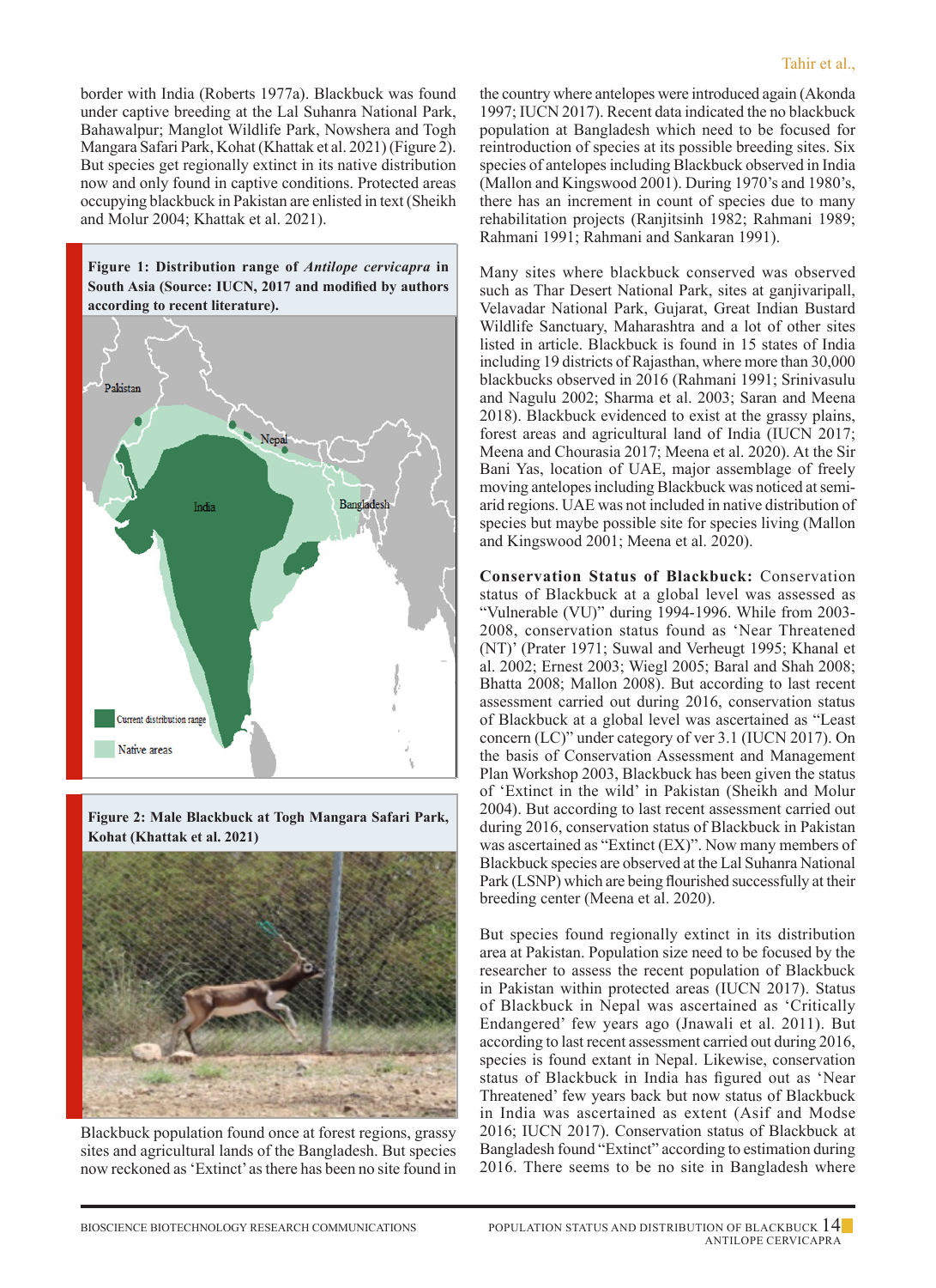border with India (Roberts 1977a). Blackbuck was found under captive breeding at the Lal Suhanra National Park, Bahawalpur; Manglot Wildlife Park, Nowshera and Togh Mangara Safari Park, Kohat (Khattak et al. 2021) (Figure 2). But species get regionally extinct in its native distribution now and only found in captive conditions. Protected areas occupying blackbuck in Pakistan are enlisted in text (Sheikh and Molur 2004; Khattak et al. 2021).

**Figure 1: Distribution range of *Antilope cervicapra* in South Asia (Source: IUCN, 2017 and modified by authors according to recent literature).**

**Figure 2: Male Blackbuck at Togh Mangara Safari Park, Kohat (Khattak et al. 2021)**

Blackbuck population found once at forest regions, grassy sites and agricultural lands of the Bangladesh. But species now reckoned as 'Extinct' as there has been no site found in the country where antelopes were introduced again (Akonda 1997; IUCN 2017). Recent data indicated the no blackbuck population at Bangladesh which need to be focused for reintroduction of species at its possible breeding sites. Six species of antelopes including Blackbuck observed in India (Mallon and Kingswood 2001). During 1970's and 1980's, there has an increment in count of species due to many rehabilitation projects (Ranjitsinh 1982; Rahmani 1989; Rahmani 1991; Rahmani and Sankaran 1991).

Many sites where blackbuck conserved was observed such as Thar Desert National Park, sites at ganjivaripall, Velavadar National Park, Gujarat, Great Indian Bustard Wildlife Sanctuary, Maharashtra and a lot of other sites listed in article. Blackbuck is found in 15 states of India including 19 districts of Rajasthan, where more than 30,000 blackbucks observed in 2016 (Rahmani 1991; Srinivasulu and Nagulu 2002; Sharma et al. 2003; Saran and Meena 2018). Blackbuck evidenced to exist at the grassy plains, forest areas and agricultural land of India (IUCN 2017; Meena and Chourasia 2017; Meena et al. 2020). At the Sir Bani Yas, location of UAE, major assemblage of freely moving antelopes including Blackbuck was noticed at semi-arid regions. UAE was not included in native distribution of species but maybe possible site for species living (Mallon and Kingswood 2001; Meena et al. 2020).

**Conservation Status of Blackbuck:** Conservation status of Blackbuck at a global level was assessed as "Vulnerable (VU)" during 1994-1996. While from 2003-2008, conservation status found as 'Near Threatened (NT)' (Prater 1971; Suwal and Verheugt 1995; Khanal et al. 2002; Ernest 2003; Wiegl 2005; Baral and Shah 2008; Bhatta 2008; Mallon 2008). But according to last recent assessment carried out during 2016, conservation status of Blackbuck at a global level was ascertained as "Least concern (LC)" under category of ver 3.1 (IUCN 2017). On the basis of Conservation Assessment and Management Plan Workshop 2003, Blackbuck has been given the status of 'Extinct in the wild' in Pakistan (Sheikh and Molur 2004). But according to last recent assessment carried out during 2016, conservation status of Blackbuck in Pakistan was ascertained as "Extinct (EX)". Now many members of Blackbuck species are observed at the Lal Suhanra National Park (LSNP) which are being flourished successfully at their breeding center (Meena et al. 2020).

But species found regionally extinct in its distribution area at Pakistan. Population size need to be focused by the researcher to assess the recent population of Blackbuck in Pakistan within protected areas (IUCN 2017). Status of Blackbuck in Nepal was ascertained as 'Critically Endangered' few years ago (Jnawali et al. 2011). But according to last recent assessment carried out during 2016, species is found extant in Nepal. Likewise, conservation status of Blackbuck in India has figured out as 'Near Threatened' few years back but now status of Blackbuck in India was ascertained as extent (Asif and Modse 2016; IUCN 2017). Conservation status of Blackbuck at Bangladesh found "Extinct" according to estimation during 2016. There seems to be no site in Bangladesh where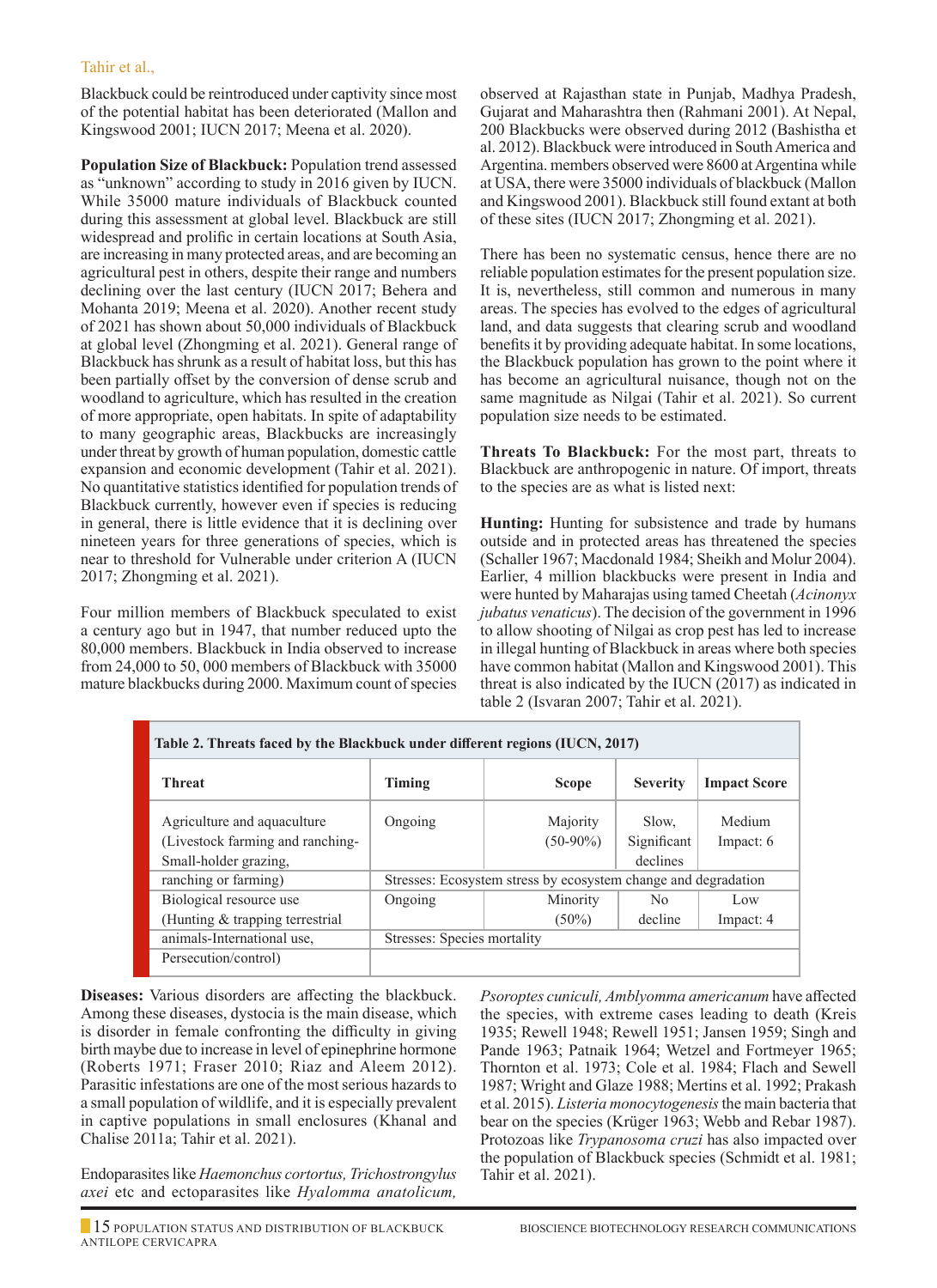Blackbuck could be reintroduced under captivity since most of the potential habitat has been deteriorated (Mallon and Kingswood 2001; IUCN 2017; Meena et al. 2020).

**Population Size of Blackbuck:** Population trend assessed as "unknown" according to study in 2016 given by IUCN. While 35000 mature individuals of Blackbuck counted during this assessment at global level. Blackbuck are still widespread and prolific in certain locations at South Asia, are increasing in many protected areas, and are becoming an agricultural pest in others, despite their range and numbers declining over the last century (IUCN 2017; Behera and Mohanta 2019; Meena et al. 2020). Another recent study of 2021 has shown about 50,000 individuals of Blackbuck at global level (Zhongming et al. 2021). General range of Blackbuck has shrunk as a result of habitat loss, but this has been partially offset by the conversion of dense scrub and woodland to agriculture, which has resulted in the creation of more appropriate, open habitats. In spite of adaptability to many geographic areas, Blackbucks are increasingly under threat by growth of human population, domestic cattle expansion and economic development (Tahir et al. 2021). No quantitative statistics identified for population trends of Blackbuck currently, however even if species is reducing in general, there is little evidence that it is declining over nineteen years for three generations of species, which is near to threshold for Vulnerable under criterion A (IUCN 2017; Zhongming et al. 2021).

Four million members of Blackbuck speculated to exist a century ago but in 1947, that number reduced upto the 80,000 members. Blackbuck in India observed to increase from 24,000 to 50, 000 members of Blackbuck with 35000 mature blackbucks during 2000. Maximum count of species observed at Rajasthan state in Punjab, Madhya Pradesh, Gujarat and Maharashtra then (Rahmani 2001). At Nepal, 200 Blackbucks were observed during 2012 (Bashistha et al. 2012). Blackbuck were introduced in South America and Argentina. members observed were 8600 at Argentina while at USA, there were 35000 individuals of blackbuck (Mallon and Kingswood 2001). Blackbuck still found extant at both of these sites (IUCN 2017; Zhongming et al. 2021).

There has been no systematic census, hence there are no reliable population estimates for the present population size. It is, nevertheless, still common and numerous in many areas. The species has evolved to the edges of agricultural land, and data suggests that clearing scrub and woodland benefits it by providing adequate habitat. In some locations, the Blackbuck population has grown to the point where it has become an agricultural nuisance, though not on the same magnitude as Nilgai (Tahir et al. 2021). So current population size needs to be estimated.

**Threats To Blackbuck:** For the most part, threats to Blackbuck are anthropogenic in nature. Of import, threats to the species are as what is listed next:

**Hunting:** Hunting for subsistence and trade by humans outside and in protected areas has threatened the species (Schaller 1967; Macdonald 1984; Sheikh and Molur 2004). Earlier, 4 million blackbucks were present in India and were hunted by Maharajas using tamed Cheetah (*Acinonyx jubatus venaticus*). The decision of the government in 1996 to allow shooting of Nilgai as crop pest has led to increase in illegal hunting of Blackbuck in areas where both species have common habitat (Mallon and Kingswood 2001). This threat is also indicated by the IUCN (2017) as indicated in table 2 (Isvaran 2007; Tahir et al. 2021).

**Table 2. Threats faced by the Blackbuck under different regions (IUCN, 2017)**

| Threat | Timing | Scope | Severity | Impact Score |
|---|---|---|---|---|
| Agriculture and aquaculture (Livestock farming and ranching- Small-holder grazing, ranching or farming) | Ongoing | Majority (50-90%) | Slow, Significant declines | Medium Impact: 6 |
| | Stresses: Ecosystem stress by ecosystem change and degradation | | | |
| Biological resource use (Hunting & trapping terrestrial animals-International use, Persecution/control) | Ongoing | Minority (50%) | No decline | Low Impact: 4 |
| | Stresses: Species mortality | | | |

**Diseases:** Various disorders are affecting the blackbuck. Among these diseases, dystocia is the main disease, which is disorder in female confronting the difficulty in giving birth maybe due to increase in level of epinephrine hormone (Roberts 1971; Fraser 2010; Riaz and Aleem 2012). Parasitic infestations are one of the most serious hazards to a small population of wildlife, and it is especially prevalent in captive populations in small enclosures (Khanal and Chalise 2011a; Tahir et al. 2021).

Endoparasites like *Haemonchus cortortus, Trichostrongylus axei* etc and ectoparasites like *Hyalomma anatolicum, Psoroptes cuniculi, Amblyomma americanum* have affected the species, with extreme cases leading to death (Kreis 1935; Rewell 1948; Rewell 1951; Jansen 1959; Singh and Pande 1963; Patnaik 1964; Wetzel and Fortmeyer 1965; Thornton et al. 1973; Cole et al. 1984; Flach and Sewell 1987; Wright and Glaze 1988; Mertins et al. 1992; Prakash et al. 2015). *Listeria monocytogenesis* the main bacteria that bear on the species (Krüger 1963; Webb and Rebar 1987). Protozoas like *Trypanosoma cruzi* has also impacted over the population of Blackbuck species (Schmidt et al. 1981; Tahir et al. 2021).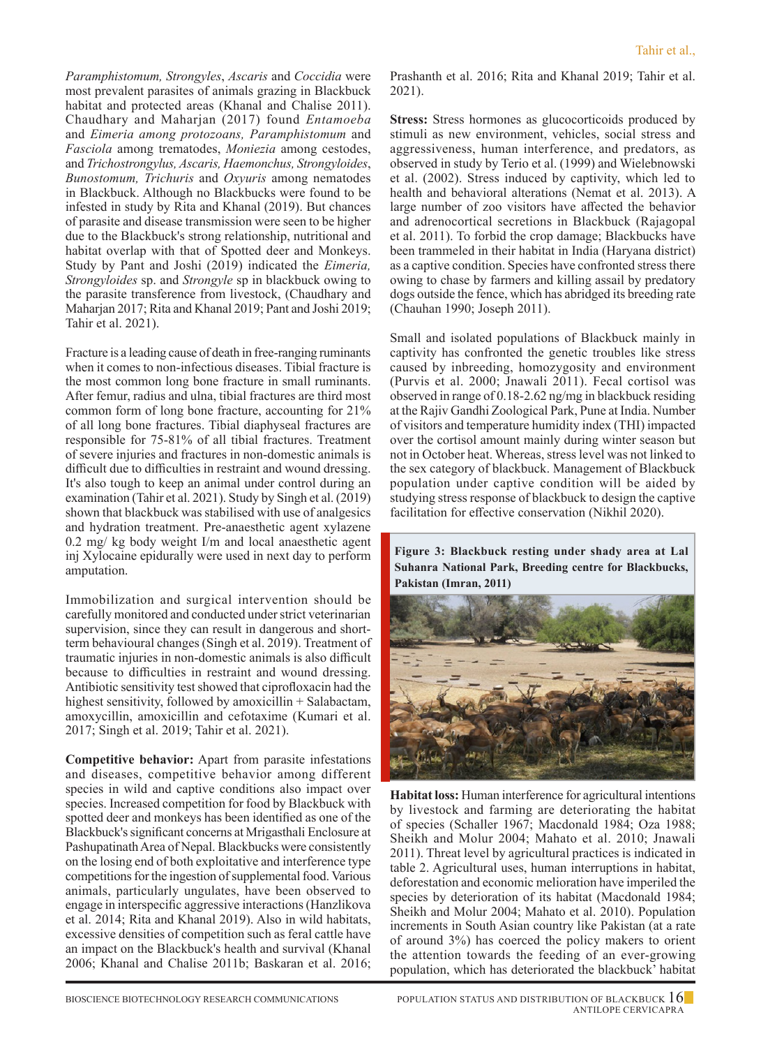*Paramphistomum, Strongyles*, *Ascaris* and *Coccidia* were most prevalent parasites of animals grazing in Blackbuck habitat and protected areas (Khanal and Chalise 2011). Chaudhary and Maharjan (2017) found *Entamoeba* and *Eimeria among protozoans, Paramphistomum* and *Fasciola* among trematodes, *Moniezia* among cestodes, and *Trichostrongylus, Ascaris, Haemonchus, Strongyloides*, *Bunostomum, Trichuris* and *Oxyuris* among nematodes in Blackbuck. Although no Blackbucks were found to be infested in study by Rita and Khanal (2019). But chances of parasite and disease transmission were seen to be higher due to the Blackbuck's strong relationship, nutritional and habitat overlap with that of Spotted deer and Monkeys. Study by Pant and Joshi (2019) indicated the *Eimeria, Strongyloides* sp. and *Strongyle* sp in blackbuck owing to the parasite transference from livestock, (Chaudhary and Maharjan 2017; Rita and Khanal 2019; Pant and Joshi 2019; Tahir et al. 2021).

Fracture is a leading cause of death in free-ranging ruminants when it comes to non-infectious diseases. Tibial fracture is the most common long bone fracture in small ruminants. After femur, radius and ulna, tibial fractures are third most common form of long bone fracture, accounting for 21% of all long bone fractures. Tibial diaphyseal fractures are responsible for 75-81% of all tibial fractures. Treatment of severe injuries and fractures in non-domestic animals is difficult due to difficulties in restraint and wound dressing. It's also tough to keep an animal under control during an examination (Tahir et al. 2021). Study by Singh et al. (2019) shown that blackbuck was stabilised with use of analgesics and hydration treatment. Pre-anaesthetic agent xylazene 0.2 mg/ kg body weight I/m and local anaesthetic agent inj Xylocaine epidurally were used in next day to perform amputation.

Immobilization and surgical intervention should be carefully monitored and conducted under strict veterinarian supervision, since they can result in dangerous and short-term behavioural changes (Singh et al. 2019). Treatment of traumatic injuries in non-domestic animals is also difficult because to difficulties in restraint and wound dressing. Antibiotic sensitivity test showed that ciprofloxacin had the highest sensitivity, followed by amoxicillin + Salabactam, amoxycillin, amoxicillin and cefotaxime (Kumari et al. 2017; Singh et al. 2019; Tahir et al. 2021).

**Competitive behavior:** Apart from parasite infestations and diseases, competitive behavior among different species in wild and captive conditions also impact over species. Increased competition for food by Blackbuck with spotted deer and monkeys has been identified as one of the Blackbuck's significant concerns at Mrigasthali Enclosure at Pashupatinath Area of Nepal. Blackbucks were consistently on the losing end of both exploitative and interference type competitions for the ingestion of supplemental food. Various animals, particularly ungulates, have been observed to engage in interspecific aggressive interactions (Hanzlikova et al. 2014; Rita and Khanal 2019). Also in wild habitats, excessive densities of competition such as feral cattle have an impact on the Blackbuck's health and survival (Khanal 2006; Khanal and Chalise 2011b; Baskaran et al. 2016; Prashanth et al. 2016; Rita and Khanal 2019; Tahir et al. 2021).

**Stress:** Stress hormones as glucocorticoids produced by stimuli as new environment, vehicles, social stress and aggressiveness, human interference, and predators, as observed in study by Terio et al. (1999) and Wielebnowski et al. (2002). Stress induced by captivity, which led to health and behavioral alterations (Nemat et al. 2013). A large number of zoo visitors have affected the behavior and adrenocortical secretions in Blackbuck (Rajagopal et al. 2011). To forbid the crop damage; Blackbucks have been trammeled in their habitat in India (Haryana district) as a captive condition. Species have confronted stress there owing to chase by farmers and killing assail by predatory dogs outside the fence, which has abridged its breeding rate (Chauhan 1990; Joseph 2011).

Small and isolated populations of Blackbuck mainly in captivity has confronted the genetic troubles like stress caused by inbreeding, homozygosity and environment (Purvis et al. 2000; Jnawali 2011). Fecal cortisol was observed in range of 0.18-2.62 ng/mg in blackbuck residing at the Rajiv Gandhi Zoological Park, Pune at India. Number of visitors and temperature humidity index (THI) impacted over the cortisol amount mainly during winter season but not in October heat. Whereas, stress level was not linked to the sex category of blackbuck. Management of Blackbuck population under captive condition will be aided by studying stress response of blackbuck to design the captive facilitation for effective conservation (Nikhil 2020).

**Figure 3: Blackbuck resting under shady area at Lal Suhanra National Park, Breeding centre for Blackbucks, Pakistan (Imran, 2011)**

**Habitat loss:** Human interference for agricultural intentions by livestock and farming are deteriorating the habitat of species (Schaller 1967; Macdonald 1984; Oza 1988; Sheikh and Molur 2004; Mahato et al. 2010; Jnawali 2011). Threat level by agricultural practices is indicated in table 2. Agricultural uses, human interruptions in habitat, deforestation and economic melioration have imperiled the species by deterioration of its habitat (Macdonald 1984; Sheikh and Molur 2004; Mahato et al. 2010). Population increments in South Asian country like Pakistan (at a rate of around 3%) has coerced the policy makers to orient the attention towards the feeding of an ever-growing population, which has deteriorated the blackbuck' habitat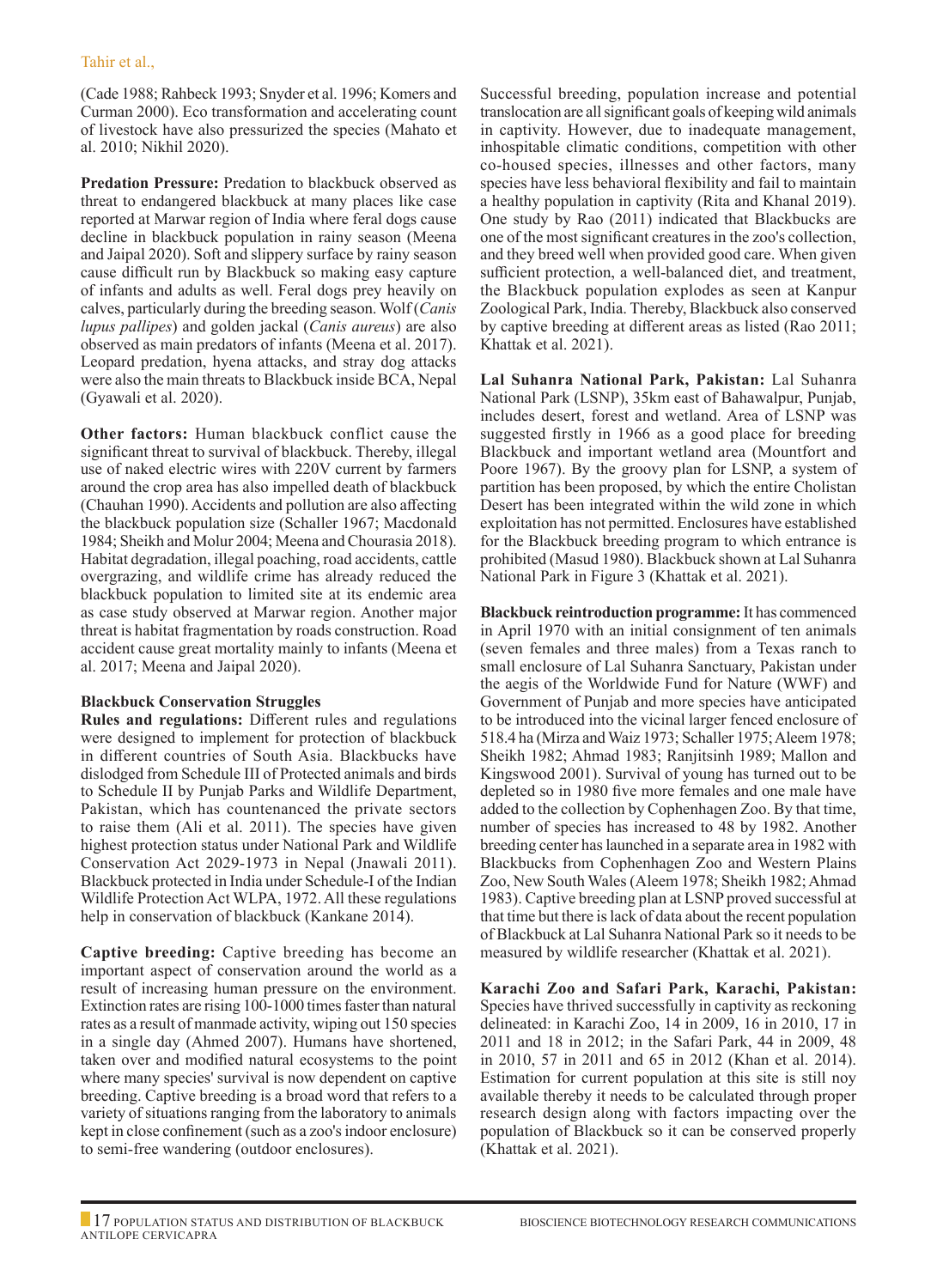(Cade 1988; Rahbeck 1993; Snyder et al. 1996; Komers and Curman 2000). Eco transformation and accelerating count of livestock have also pressurized the species (Mahato et al. 2010; Nikhil 2020).

**Predation Pressure:** Predation to blackbuck observed as threat to endangered blackbuck at many places like case reported at Marwar region of India where feral dogs cause decline in blackbuck population in rainy season (Meena and Jaipal 2020). Soft and slippery surface by rainy season cause difficult run by Blackbuck so making easy capture of infants and adults as well. Feral dogs prey heavily on calves, particularly during the breeding season. Wolf (*Canis lupus pallipes*) and golden jackal (*Canis aureus*) are also observed as main predators of infants (Meena et al. 2017). Leopard predation, hyena attacks, and stray dog attacks were also the main threats to Blackbuck inside BCA, Nepal (Gyawali et al. 2020).

**Other factors:** Human blackbuck conflict cause the significant threat to survival of blackbuck. Thereby, illegal use of naked electric wires with 220V current by farmers around the crop area has also impelled death of blackbuck (Chauhan 1990). Accidents and pollution are also affecting the blackbuck population size (Schaller 1967; Macdonald 1984; Sheikh and Molur 2004; Meena and Chourasia 2018). Habitat degradation, illegal poaching, road accidents, cattle overgrazing, and wildlife crime has already reduced the blackbuck population to limited site at its endemic area as case study observed at Marwar region. Another major threat is habitat fragmentation by roads construction. Road accident cause great mortality mainly to infants (Meena et al. 2017; Meena and Jaipal 2020).

### Blackbuck Conservation Struggles

**Rules and regulations:** Different rules and regulations were designed to implement for protection of blackbuck in different countries of South Asia. Blackbucks have dislodged from Schedule III of Protected animals and birds to Schedule II by Punjab Parks and Wildlife Department, Pakistan, which has countenanced the private sectors to raise them (Ali et al. 2011). The species have given highest protection status under National Park and Wildlife Conservation Act 2029-1973 in Nepal (Jnawali 2011). Blackbuck protected in India under Schedule-I of the Indian Wildlife Protection Act WLPA, 1972. All these regulations help in conservation of blackbuck (Kankane 2014).

**Captive breeding:** Captive breeding has become an important aspect of conservation around the world as a result of increasing human pressure on the environment. Extinction rates are rising 100-1000 times faster than natural rates as a result of manmade activity, wiping out 150 species in a single day (Ahmed 2007). Humans have shortened, taken over and modified natural ecosystems to the point where many species' survival is now dependent on captive breeding. Captive breeding is a broad word that refers to a variety of situations ranging from the laboratory to animals kept in close confinement (such as a zoo's indoor enclosure) to semi-free wandering (outdoor enclosures).

Successful breeding, population increase and potential translocation are all significant goals of keeping wild animals in captivity. However, due to inadequate management, inhospitable climatic conditions, competition with other co-housed species, illnesses and other factors, many species have less behavioral flexibility and fail to maintain a healthy population in captivity (Rita and Khanal 2019). One study by Rao (2011) indicated that Blackbucks are one of the most significant creatures in the zoo's collection, and they breed well when provided good care. When given sufficient protection, a well-balanced diet, and treatment, the Blackbuck population explodes as seen at Kanpur Zoological Park, India. Thereby, Blackbuck also conserved by captive breeding at different areas as listed (Rao 2011; Khattak et al. 2021).

**Lal Suhanra National Park, Pakistan:** Lal Suhanra National Park (LSNP), 35km east of Bahawalpur, Punjab, includes desert, forest and wetland. Area of LSNP was suggested firstly in 1966 as a good place for breeding Blackbuck and important wetland area (Mountfort and Poore 1967). By the groovy plan for LSNP, a system of partition has been proposed, by which the entire Cholistan Desert has been integrated within the wild zone in which exploitation has not permitted. Enclosures have established for the Blackbuck breeding program to which entrance is prohibited (Masud 1980). Blackbuck shown at Lal Suhanra National Park in Figure 3 (Khattak et al. 2021).

**Blackbuck reintroduction programme:** It has commenced in April 1970 with an initial consignment of ten animals (seven females and three males) from a Texas ranch to small enclosure of Lal Suhanra Sanctuary, Pakistan under the aegis of the Worldwide Fund for Nature (WWF) and Government of Punjab and more species have anticipated to be introduced into the vicinal larger fenced enclosure of 518.4 ha (Mirza and Waiz 1973; Schaller 1975; Aleem 1978; Sheikh 1982; Ahmad 1983; Ranjitsinh 1989; Mallon and Kingswood 2001). Survival of young has turned out to be depleted so in 1980 five more females and one male have added to the collection by Cophenhagen Zoo. By that time, number of species has increased to 48 by 1982. Another breeding center has launched in a separate area in 1982 with Blackbucks from Cophenhagen Zoo and Western Plains Zoo, New South Wales (Aleem 1978; Sheikh 1982; Ahmad 1983). Captive breeding plan at LSNP proved successful at that time but there is lack of data about the recent population of Blackbuck at Lal Suhanra National Park so it needs to be measured by wildlife researcher (Khattak et al. 2021).

**Karachi Zoo and Safari Park, Karachi, Pakistan:** Species have thrived successfully in captivity as reckoning delineated: in Karachi Zoo, 14 in 2009, 16 in 2010, 17 in 2011 and 18 in 2012; in the Safari Park, 44 in 2009, 48 in 2010, 57 in 2011 and 65 in 2012 (Khan et al. 2014). Estimation for current population at this site is still noy available thereby it needs to be calculated through proper research design along with factors impacting over the population of Blackbuck so it can be conserved properly (Khattak et al. 2021).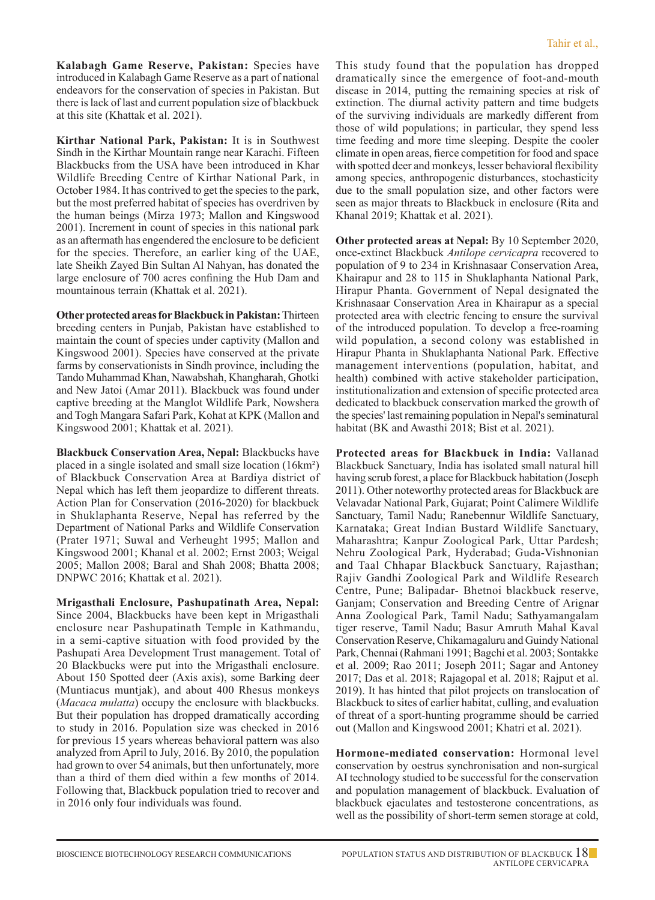**Kalabagh Game Reserve, Pakistan:** Species have introduced in Kalabagh Game Reserve as a part of national endeavors for the conservation of species in Pakistan. But there is lack of last and current population size of blackbuck at this site (Khattak et al. 2021).

**Kirthar National Park, Pakistan:** It is in Southwest Sindh in the Kirthar Mountain range near Karachi. Fifteen Blackbucks from the USA have been introduced in Khar Wildlife Breeding Centre of Kirthar National Park, in October 1984. It has contrived to get the species to the park, but the most preferred habitat of species has overdriven by the human beings (Mirza 1973; Mallon and Kingswood 2001). Increment in count of species in this national park as an aftermath has engendered the enclosure to be deficient for the species. Therefore, an earlier king of the UAE, late Sheikh Zayed Bin Sultan Al Nahyan, has donated the large enclosure of 700 acres confining the Hub Dam and mountainous terrain (Khattak et al. 2021).

**Other protected areas for Blackbuck in Pakistan:** Thirteen breeding centers in Punjab, Pakistan have established to maintain the count of species under captivity (Mallon and Kingswood 2001). Species have conserved at the private farms by conservationists in Sindh province, including the Tando Muhammad Khan, Nawabshah, Khangharah, Ghotki and New Jatoi (Amar 2011). Blackbuck was found under captive breeding at the Manglot Wildlife Park, Nowshera and Togh Mangara Safari Park, Kohat at KPK (Mallon and Kingswood 2001; Khattak et al. 2021).

**Blackbuck Conservation Area, Nepal:** Blackbucks have placed in a single isolated and small size location (16km²) of Blackbuck Conservation Area at Bardiya district of Nepal which has left them jeopardize to different threats. Action Plan for Conservation (2016-2020) for blackbuck in Shuklaphanta Reserve, Nepal has referred by the Department of National Parks and Wildlife Conservation (Prater 1971; Suwal and Verheught 1995; Mallon and Kingswood 2001; Khanal et al. 2002; Ernst 2003; Weigal 2005; Mallon 2008; Baral and Shah 2008; Bhatta 2008; DNPWC 2016; Khattak et al. 2021).

**Mrigasthali Enclosure, Pashupatinath Area, Nepal:** Since 2004, Blackbucks have been kept in Mrigasthali enclosure near Pashupatinath Temple in Kathmandu, in a semi-captive situation with food provided by the Pashupati Area Development Trust management. Total of 20 Blackbucks were put into the Mrigasthali enclosure. About 150 Spotted deer (Axis axis), some Barking deer (Muntiacus muntjak), and about 400 Rhesus monkeys (*Macaca mulatta*) occupy the enclosure with blackbucks. But their population has dropped dramatically according to study in 2016. Population size was checked in 2016 for previous 15 years whereas behavioral pattern was also analyzed from April to July, 2016. By 2010, the population had grown to over 54 animals, but then unfortunately, more than a third of them died within a few months of 2014. Following that, Blackbuck population tried to recover and in 2016 only four individuals was found.

This study found that the population has dropped dramatically since the emergence of foot-and-mouth disease in 2014, putting the remaining species at risk of extinction. The diurnal activity pattern and time budgets of the surviving individuals are markedly different from those of wild populations; in particular, they spend less time feeding and more time sleeping. Despite the cooler climate in open areas, fierce competition for food and space with spotted deer and monkeys, lesser behavioral flexibility among species, anthropogenic disturbances, stochasticity due to the small population size, and other factors were seen as major threats to Blackbuck in enclosure (Rita and Khanal 2019; Khattak et al. 2021).

**Other protected areas at Nepal:** By 10 September 2020, once-extinct Blackbuck *Antilope cervicapra* recovered to population of 9 to 234 in Krishnasaar Conservation Area, Khairapur and 28 to 115 in Shuklaphanta National Park, Hirapur Phanta. Government of Nepal designated the Krishnasaar Conservation Area in Khairapur as a special protected area with electric fencing to ensure the survival of the introduced population. To develop a free-roaming wild population, a second colony was established in Hirapur Phanta in Shuklaphanta National Park. Effective management interventions (population, habitat, and health) combined with active stakeholder participation, institutionalization and extension of specific protected area dedicated to blackbuck conservation marked the growth of the species' last remaining population in Nepal's seminatural habitat (BK and Awasthi 2018; Bist et al. 2021).

**Protected areas for Blackbuck in India:** Vallanad Blackbuck Sanctuary, India has isolated small natural hill having scrub forest, a place for Blackbuck habitation (Joseph 2011). Other noteworthy protected areas for Blackbuck are Velavadar National Park, Gujarat; Point Calimere Wildlife Sanctuary, Tamil Nadu; Ranebennur Wildlife Sanctuary, Karnataka; Great Indian Bustard Wildlife Sanctuary, Maharashtra; Kanpur Zoological Park, Uttar Pardesh; Nehru Zoological Park, Hyderabad; Guda-Vishnonian and Taal Chhapar Blackbuck Sanctuary, Rajasthan; Rajiv Gandhi Zoological Park and Wildlife Research Centre, Pune; Balipadar- Bhetnoi blackbuck reserve, Ganjam; Conservation and Breeding Centre of Arignar Anna Zoological Park, Tamil Nadu; Sathyamangalam tiger reserve, Tamil Nadu; Basur Amruth Mahal Kaval Conservation Reserve, Chikamagaluru and Guindy National Park, Chennai (Rahmani 1991; Bagchi et al. 2003; Sontakke et al. 2009; Rao 2011; Joseph 2011; Sagar and Antoney 2017; Das et al. 2018; Rajagopal et al. 2018; Rajput et al. 2019). It has hinted that pilot projects on translocation of Blackbuck to sites of earlier habitat, culling, and evaluation of threat of a sport-hunting programme should be carried out (Mallon and Kingswood 2001; Khatri et al. 2021).

**Hormone-mediated conservation:** Hormonal level conservation by oestrus synchronisation and non-surgical AI technology studied to be successful for the conservation and population management of blackbuck. Evaluation of blackbuck ejaculates and testosterone concentrations, as well as the possibility of short-term semen storage at cold,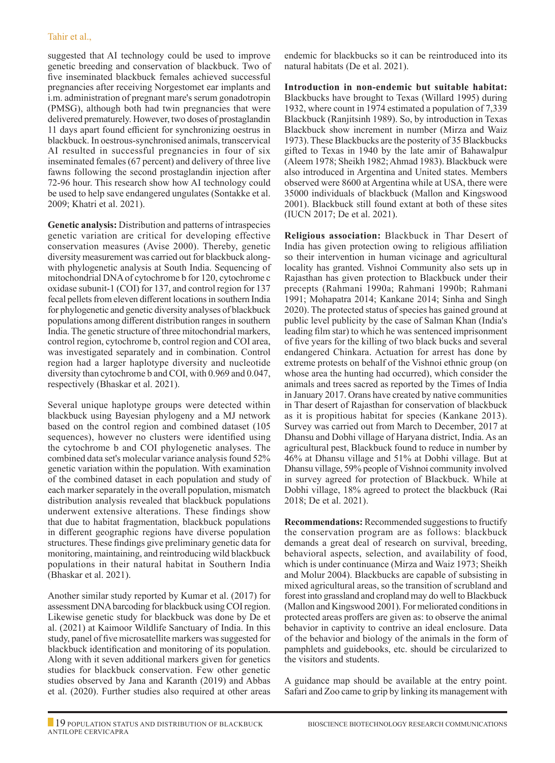suggested that AI technology could be used to improve genetic breeding and conservation of blackbuck. Two of five inseminated blackbuck females achieved successful pregnancies after receiving Norgestomet ear implants and i.m. administration of pregnant mare's serum gonadotropin (PMSG), although both had twin pregnancies that were delivered prematurely. However, two doses of prostaglandin 11 days apart found efficient for synchronizing oestrus in blackbuck. In oestrous-synchronised animals, transcervical AI resulted in successful pregnancies in four of six inseminated females (67 percent) and delivery of three live fawns following the second prostaglandin injection after 72-96 hour. This research show how AI technology could be used to help save endangered ungulates (Sontakke et al. 2009; Khatri et al. 2021).

**Genetic analysis:** Distribution and patterns of intraspecies genetic variation are critical for developing effective conservation measures (Avise 2000). Thereby, genetic diversity measurement was carried out for blackbuck alongwith phylogenetic analysis at South India. Sequencing of mitochondrial DNA of cytochrome b for 120, cytochrome c oxidase subunit-1 (COI) for 137, and control region for 137 fecal pellets from eleven different locations in southern India for phylogenetic and genetic diversity analyses of blackbuck populations among different distribution ranges in southern India. The genetic structure of three mitochondrial markers, control region, cytochrome b, control region and COI area, was investigated separately and in combination. Control region had a larger haplotype diversity and nucleotide diversity than cytochrome b and COI, with 0.969 and 0.047, respectively (Bhaskar et al. 2021).

Several unique haplotype groups were detected within blackbuck using Bayesian phylogeny and a MJ network based on the control region and combined dataset (105 sequences), however no clusters were identified using the cytochrome b and COI phylogenetic analyses. The combined data set's molecular variance analysis found 52% genetic variation within the population. With examination of the combined dataset in each population and study of each marker separately in the overall population, mismatch distribution analysis revealed that blackbuck populations underwent extensive alterations. These findings show that due to habitat fragmentation, blackbuck populations in different geographic regions have diverse population structures. These findings give preliminary genetic data for monitoring, maintaining, and reintroducing wild blackbuck populations in their natural habitat in Southern India (Bhaskar et al. 2021).

Another similar study reported by Kumar et al. (2017) for assessment DNA barcoding for blackbuck using COI region. Likewise genetic study for blackbuck was done by De et al. (2021) at Kaimoor Wildlife Sanctuary of India. In this study, panel of five microsatellite markers was suggested for blackbuck identification and monitoring of its population. Along with it seven additional markers given for genetics studies for blackbuck conservation. Few other genetic studies observed by Jana and Karanth (2019) and Abbas et al. (2020). Further studies also required at other areas endemic for blackbucks so it can be reintroduced into its natural habitats (De et al. 2021).

**Introduction in non-endemic but suitable habitat:** Blackbucks have brought to Texas (Willard 1995) during 1932, where count in 1974 estimated a population of 7,339 Blackbuck (Ranjitsinh 1989). So, by introduction in Texas Blackbuck show increment in number (Mirza and Waiz 1973). These Blackbucks are the posterity of 35 Blackbucks gifted to Texas in 1940 by the late amir of Bahawalpur (Aleem 1978; Sheikh 1982; Ahmad 1983). Blackbuck were also introduced in Argentina and United states. Members observed were 8600 at Argentina while at USA, there were 35000 individuals of blackbuck (Mallon and Kingswood 2001). Blackbuck still found extant at both of these sites (IUCN 2017; De et al. 2021).

**Religious association:** Blackbuck in Thar Desert of India has given protection owing to religious affiliation so their intervention in human vicinage and agricultural locality has granted. Vishnoi Community also sets up in Rajasthan has given protection to Blackbuck under their precepts (Rahmani 1990a; Rahmani 1990b; Rahmani 1991; Mohapatra 2014; Kankane 2014; Sinha and Singh 2020). The protected status of species has gained ground at public level publicity by the case of Salman Khan (India's leading film star) to which he was sentenced imprisonment of five years for the killing of two black bucks and several endangered Chinkara. Actuation for arrest has done by extreme protests on behalf of the Vishnoi ethnic group (on whose area the hunting had occurred), which consider the animals and trees sacred as reported by the Times of India in January 2017. Orans have created by native communities in Thar desert of Rajasthan for conservation of blackbuck as it is propitious habitat for species (Kankane 2013). Survey was carried out from March to December, 2017 at Dhansu and Dobhi village of Haryana district, India. As an agricultural pest, Blackbuck found to reduce in number by 46% at Dhansu village and 51% at Dobhi village. But at Dhansu village, 59% people of Vishnoi community involved in survey agreed for protection of Blackbuck. While at Dobhi village, 18% agreed to protect the blackbuck (Rai 2018; De et al. 2021).

**Recommendations:** Recommended suggestions to fructify the conservation program are as follows: blackbuck demands a great deal of research on survival, breeding, behavioral aspects, selection, and availability of food, which is under continuance (Mirza and Waiz 1973; Sheikh and Molur 2004). Blackbucks are capable of subsisting in mixed agricultural areas, so the transition of scrubland and forest into grassland and cropland may do well to Blackbuck (Mallon and Kingswood 2001). For meliorated conditions in protected areas proffers are given as: to observe the animal behavior in captivity to contrive an ideal enclosure. Data of the behavior and biology of the animals in the form of pamphlets and guidebooks, etc. should be circularized to the visitors and students.

A guidance map should be available at the entry point. Safari and Zoo came to grip by linking its management with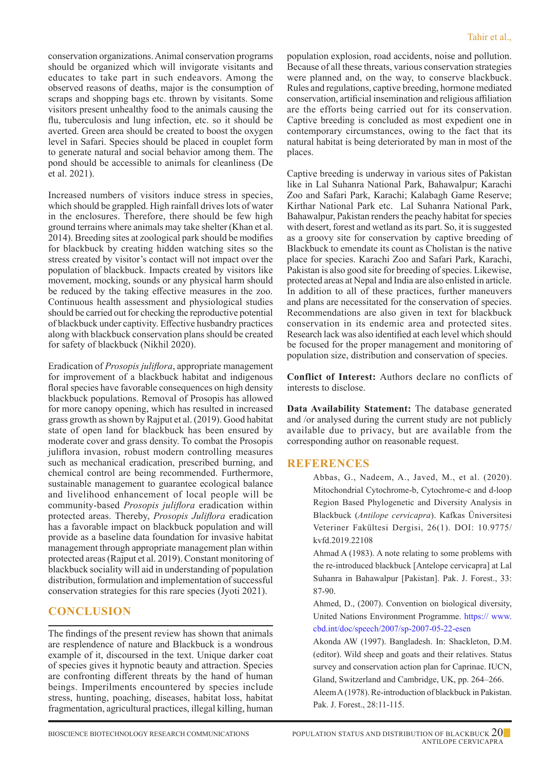conservation organizations. Animal conservation programs should be organized which will invigorate visitants and educates to take part in such endeavors. Among the observed reasons of deaths, major is the consumption of scraps and shopping bags etc. thrown by visitants. Some visitors present unhealthy food to the animals causing the flu, tuberculosis and lung infection, etc. so it should be averted. Green area should be created to boost the oxygen level in Safari. Species should be placed in couplet form to generate natural and social behavior among them. The pond should be accessible to animals for cleanliness (De et al. 2021).

Increased numbers of visitors induce stress in species, which should be grappled. High rainfall drives lots of water in the enclosures. Therefore, there should be few high ground terrains where animals may take shelter (Khan et al. 2014). Breeding sites at zoological park should be modifies for blackbuck by creating hidden watching sites so the stress created by visitor's contact will not impact over the population of blackbuck. Impacts created by visitors like movement, mocking, sounds or any physical harm should be reduced by the taking effective measures in the zoo. Continuous health assessment and physiological studies should be carried out for checking the reproductive potential of blackbuck under captivity. Effective husbandry practices along with blackbuck conservation plans should be created for safety of blackbuck (Nikhil 2020).

Eradication of *Prosopis juliflora*, appropriate management for improvement of a blackbuck habitat and indigenous floral species have favorable consequences on high density blackbuck populations. Removal of Prosopis has allowed for more canopy opening, which has resulted in increased grass growth as shown by Rajput et al. (2019). Good habitat state of open land for blackbuck has been ensured by moderate cover and grass density. To combat the Prosopis juliflora invasion, robust modern controlling measures such as mechanical eradication, prescribed burning, and chemical control are being recommended. Furthermore, sustainable management to guarantee ecological balance and livelihood enhancement of local people will be community-based *Prosopis juliflora* eradication within protected areas. Thereby, *Prosopis Juliflora* eradication has a favorable impact on blackbuck population and will provide as a baseline data foundation for invasive habitat management through appropriate management plan within protected areas (Rajput et al. 2019). Constant monitoring of blackbuck sociality will aid in understanding of population distribution, formulation and implementation of successful conservation strategies for this rare species (Jyoti 2021).

## CONCLUSION

The findings of the present review has shown that animals are resplendence of nature and Blackbuck is a wondrous example of it, discoursed in the text. Unique darker coat of species gives it hypnotic beauty and attraction. Species are confronting different threats by the hand of human beings. Imperilments encountered by species include stress, hunting, poaching, diseases, habitat loss, habitat fragmentation, agricultural practices, illegal killing, human population explosion, road accidents, noise and pollution. Because of all these threats, various conservation strategies were planned and, on the way, to conserve blackbuck. Rules and regulations, captive breeding, hormone mediated conservation, artificial insemination and religious affiliation are the efforts being carried out for its conservation. Captive breeding is concluded as most expedient one in contemporary circumstances, owing to the fact that its natural habitat is being deteriorated by man in most of the places.

Captive breeding is underway in various sites of Pakistan like in Lal Suhanra National Park, Bahawalpur; Karachi Zoo and Safari Park, Karachi; Kalabagh Game Reserve; Kirthar National Park etc. Lal Suhanra National Park, Bahawalpur, Pakistan renders the peachy habitat for species with desert, forest and wetland as its part. So, it is suggested as a groovy site for conservation by captive breeding of Blackbuck to emendate its count as Cholistan is the native place for species. Karachi Zoo and Safari Park, Karachi, Pakistan is also good site for breeding of species. Likewise, protected areas at Nepal and India are also enlisted in article. In addition to all of these practices, further maneuvers and plans are necessitated for the conservation of species. Recommendations are also given in text for blackbuck conservation in its endemic area and protected sites. Research lack was also identified at each level which should be focused for the proper management and monitoring of population size, distribution and conservation of species.

**Conflict of Interest:** Authors declare no conflicts of interests to disclose.

**Data Availability Statement:** The database generated and /or analysed during the current study are not publicly available due to privacy, but are available from the corresponding author on reasonable request.

## REFERENCES

Abbas, G., Nadeem, A., Javed, M., et al. (2020). Mitochondrial Cytochrome-b, Cytochrome-c and d-loop Region Based Phylogenetic and Diversity Analysis in Blackbuck (*Antilope cervicapra*). Kafkas Üniversitesi Veteriner Fakültesi Dergisi, 26(1). DOI: 10.9775/kvfd.2019.22108

Ahmad A (1983). A note relating to some problems with the re-introduced blackbuck [Antelope cervicapra] at Lal Suhanra in Bahawalpur [Pakistan]. Pak. J. Forest., 33: 87-90.

Ahmed, D., (2007). Convention on biological diversity, United Nations Environment Programme. https:// www.cbd.int/doc/speech/2007/sp-2007-05-22-esen

Akonda AW (1997). Bangladesh. In: Shackleton, D.M. (editor). Wild sheep and goats and their relatives. Status survey and conservation action plan for Caprinae. IUCN, Gland, Switzerland and Cambridge, UK, pp. 264–266.

Aleem A (1978). Re-introduction of blackbuck in Pakistan. Pak. J. Forest., 28:11-115.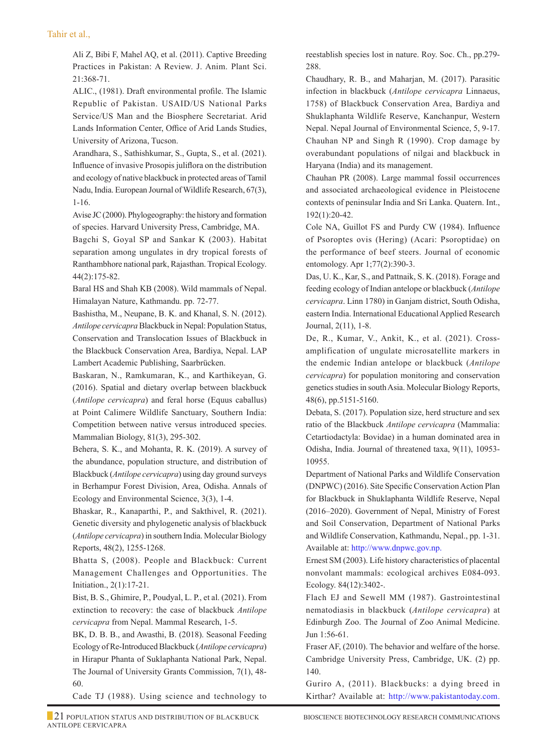Ali Z, Bibi F, Mahel AQ, et al. (2011). Captive Breeding Practices in Pakistan: A Review. J. Anim. Plant Sci. 21:368-71.

ALIC., (1981). Draft environmental profile. The Islamic Republic of Pakistan. USAID/US National Parks Service/US Man and the Biosphere Secretariat. Arid Lands Information Center, Office of Arid Lands Studies, University of Arizona, Tucson.

Arandhara, S., Sathishkumar, S., Gupta, S., et al. (2021). Influence of invasive Prosopis juliflora on the distribution and ecology of native blackbuck in protected areas of Tamil Nadu, India. European Journal of Wildlife Research, 67(3), 1-16.

Avise JC (2000). Phylogeography: the history and formation of species. Harvard University Press, Cambridge, MA.

Bagchi S, Goyal SP and Sankar K (2003). Habitat separation among ungulates in dry tropical forests of Ranthambhore national park, Rajasthan. Tropical Ecology. 44(2):175-82.

Baral HS and Shah KB (2008). Wild mammals of Nepal. Himalayan Nature, Kathmandu. pp. 72-77.

Bashistha, M., Neupane, B. K. and Khanal, S. N. (2012). *Antilope cervicapra* Blackbuck in Nepal: Population Status, Conservation and Translocation Issues of Blackbuck in the Blackbuck Conservation Area, Bardiya, Nepal. LAP Lambert Academic Publishing, Saarbrücken.

Baskaran, N., Ramkumaran, K., and Karthikeyan, G. (2016). Spatial and dietary overlap between blackbuck (*Antilope cervicapra*) and feral horse (Equus caballus) at Point Calimere Wildlife Sanctuary, Southern India: Competition between native versus introduced species. Mammalian Biology, 81(3), 295-302.

Behera, S. K., and Mohanta, R. K. (2019). A survey of the abundance, population structure, and distribution of Blackbuck (*Antilope cervicapra*) using day ground surveys in Berhampur Forest Division, Area, Odisha. Annals of Ecology and Environmental Science, 3(3), 1-4.

Bhaskar, R., Kanaparthi, P., and Sakthivel, R. (2021). Genetic diversity and phylogenetic analysis of blackbuck (*Antilope cervicapra*) in southern India. Molecular Biology Reports, 48(2), 1255-1268.

Bhatta S, (2008). People and Blackbuck: Current Management Challenges and Opportunities. The Initiation., 2(1):17-21.

Bist, B. S., Ghimire, P., Poudyal, L. P., et al. (2021). From extinction to recovery: the case of blackbuck *Antilope cervicapra* from Nepal. Mammal Research, 1-5.

BK, D. B. B., and Awasthi, B. (2018). Seasonal Feeding Ecology of Re-Introduced Blackbuck (*Antilope cervicapra*) in Hirapur Phanta of Suklaphanta National Park, Nepal. The Journal of University Grants Commission, 7(1), 48-60.

Cade TJ (1988). Using science and technology to reestablish species lost in nature. Roy. Soc. Ch., pp.279-288.

Chaudhary, R. B., and Maharjan, M. (2017). Parasitic infection in blackbuck (*Antilope cervicapra* Linnaeus, 1758) of Blackbuck Conservation Area, Bardiya and Shuklaphanta Wildlife Reserve, Kanchanpur, Western Nepal. Nepal Journal of Environmental Science, 5, 9-17.

Chauhan NP and Singh R (1990). Crop damage by overabundant populations of nilgai and blackbuck in Haryana (India) and its management.

Chauhan PR (2008). Large mammal fossil occurrences and associated archaeological evidence in Pleistocene contexts of peninsular India and Sri Lanka. Quatern. Int., 192(1):20-42.

Cole NA, Guillot FS and Purdy CW (1984). Influence of Psoroptes ovis (Hering) (Acari: Psoroptidae) on the performance of beef steers. Journal of economic entomology. Apr 1;77(2):390-3.

Das, U. K., Kar, S., and Pattnaik, S. K. (2018). Forage and feeding ecology of Indian antelope or blackbuck (*Antilope cervicapra*. Linn 1780) in Ganjam district, South Odisha, eastern India. International Educational Applied Research Journal, 2(11), 1-8.

De, R., Kumar, V., Ankit, K., et al. (2021). Cross-amplification of ungulate microsatellite markers in the endemic Indian antelope or blackbuck (*Antilope cervicapra*) for population monitoring and conservation genetics studies in south Asia. Molecular Biology Reports, 48(6), pp.5151-5160.

Debata, S. (2017). Population size, herd structure and sex ratio of the Blackbuck *Antilope cervicapra* (Mammalia: Cetartiodactyla: Bovidae) in a human dominated area in Odisha, India. Journal of threatened taxa, 9(11), 10953-10955.

Department of National Parks and Wildlife Conservation (DNPWC) (2016). Site Specific Conservation Action Plan for Blackbuck in Shuklaphanta Wildlife Reserve, Nepal (2016–2020). Government of Nepal, Ministry of Forest and Soil Conservation, Department of National Parks and Wildlife Conservation, Kathmandu, Nepal., pp. 1-31. Available at: http://www.dnpwc.gov.np.

Ernest SM (2003). Life history characteristics of placental nonvolant mammals: ecological archives E084-093. Ecology. 84(12):3402-.

Flach EJ and Sewell MM (1987). Gastrointestinal nematodiasis in blackbuck (*Antilope cervicapra*) at Edinburgh Zoo. The Journal of Zoo Animal Medicine. Jun 1:56-61.

Fraser AF, (2010). The behavior and welfare of the horse. Cambridge University Press, Cambridge, UK. (2) pp. 140.

Guriro A, (2011). Blackbucks: a dying breed in Kirthar? Available at: http://www.pakistantoday.com.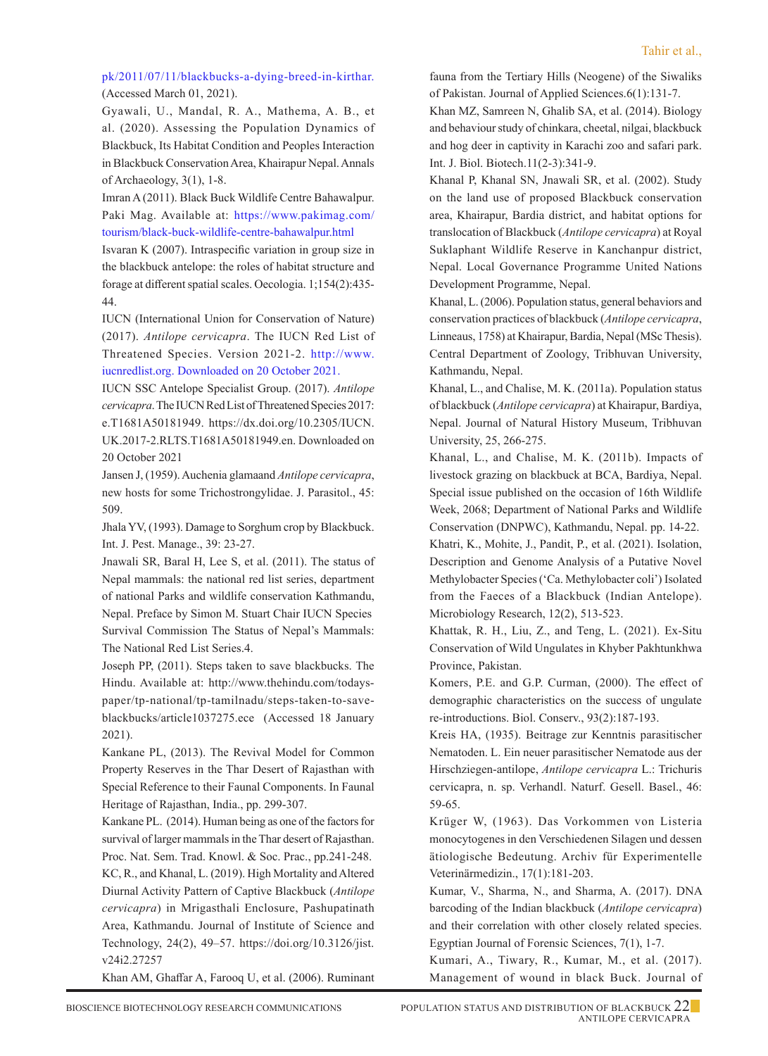pk/2011/07/11/blackbucks-a-dying-breed-in-kirthar. (Accessed March 01, 2021).

Gyawali, U., Mandal, R. A., Mathema, A. B., et al. (2020). Assessing the Population Dynamics of Blackbuck, Its Habitat Condition and Peoples Interaction in Blackbuck Conservation Area, Khairapur Nepal. Annals of Archaeology, 3(1), 1-8.

Imran A (2011). Black Buck Wildlife Centre Bahawalpur. Paki Mag. Available at: https://www.pakimag.com/tourism/black-buck-wildlife-centre-bahawalpur.html

Isvaran K (2007). Intraspecific variation in group size in the blackbuck antelope: the roles of habitat structure and forage at different spatial scales. Oecologia. 1;154(2):435-44.

IUCN (International Union for Conservation of Nature) (2017). *Antilope cervicapra*. The IUCN Red List of Threatened Species. Version 2021-2. http://www.iucnredlist.org. Downloaded on 20 October 2021.

IUCN SSC Antelope Specialist Group. (2017). *Antilope cervicapra*. The IUCN Red List of Threatened Species 2017: e.T1681A50181949. https://dx.doi.org/10.2305/IUCN.UK.2017-2.RLTS.T1681A50181949.en. Downloaded on 20 October 2021

Jansen J, (1959). Auchenia glamaand *Antilope cervicapra*, new hosts for some Trichostrongylidae. J. Parasitol., 45: 509.

Jhala YV, (1993). Damage to Sorghum crop by Blackbuck. Int. J. Pest. Manage., 39: 23-27.

Jnawali SR, Baral H, Lee S, et al. (2011). The status of Nepal mammals: the national red list series, department of national Parks and wildlife conservation Kathmandu, Nepal. Preface by Simon M. Stuart Chair IUCN Species Survival Commission The Status of Nepal's Mammals: The National Red List Series.4.

Joseph PP, (2011). Steps taken to save blackbucks. The Hindu. Available at: http://www.thehindu.com/todays-paper/tp-national/tp-tamilnadu/steps-taken-to-save-blackbucks/article1037275.ece (Accessed 18 January 2021).

Kankane PL, (2013). The Revival Model for Common Property Reserves in the Thar Desert of Rajasthan with Special Reference to their Faunal Components. In Faunal Heritage of Rajasthan, India., pp. 299-307.

Kankane PL. (2014). Human being as one of the factors for survival of larger mammals in the Thar desert of Rajasthan. Proc. Nat. Sem. Trad. Knowl. & Soc. Prac., pp.241-248.

KC, R., and Khanal, L. (2019). High Mortality and Altered Diurnal Activity Pattern of Captive Blackbuck (*Antilope cervicapra*) in Mrigasthali Enclosure, Pashupatinath Area, Kathmandu. Journal of Institute of Science and Technology, 24(2), 49–57. https://doi.org/10.3126/jist.v24i2.27257

Khan AM, Ghaffar A, Farooq U, et al. (2006). Ruminant fauna from the Tertiary Hills (Neogene) of the Siwaliks of Pakistan. Journal of Applied Sciences.6(1):131-7.

Khan MZ, Samreen N, Ghalib SA, et al. (2014). Biology and behaviour study of chinkara, cheetal, nilgai, blackbuck and hog deer in captivity in Karachi zoo and safari park. Int. J. Biol. Biotech.11(2-3):341-9.

Khanal P, Khanal SN, Jnawali SR, et al. (2002). Study on the land use of proposed Blackbuck conservation area, Khairapur, Bardia district, and habitat options for translocation of Blackbuck (*Antilope cervicapra*) at Royal Suklaphant Wildlife Reserve in Kanchanpur district, Nepal. Local Governance Programme United Nations Development Programme, Nepal.

Khanal, L. (2006). Population status, general behaviors and conservation practices of blackbuck (*Antilope cervicapra*, Linneaus, 1758) at Khairapur, Bardia, Nepal (MSc Thesis). Central Department of Zoology, Tribhuvan University, Kathmandu, Nepal.

Khanal, L., and Chalise, M. K. (2011a). Population status of blackbuck (*Antilope cervicapra*) at Khairapur, Bardiya, Nepal. Journal of Natural History Museum, Tribhuvan University, 25, 266-275.

Khanal, L., and Chalise, M. K. (2011b). Impacts of livestock grazing on blackbuck at BCA, Bardiya, Nepal. Special issue published on the occasion of 16th Wildlife Week, 2068; Department of National Parks and Wildlife Conservation (DNPWC), Kathmandu, Nepal. pp. 14-22.

Khatri, K., Mohite, J., Pandit, P., et al. (2021). Isolation, Description and Genome Analysis of a Putative Novel Methylobacter Species ('Ca. Methylobacter coli') Isolated from the Faeces of a Blackbuck (Indian Antelope). Microbiology Research, 12(2), 513-523.

Khattak, R. H., Liu, Z., and Teng, L. (2021). Ex-Situ Conservation of Wild Ungulates in Khyber Pakhtunkhwa Province, Pakistan.

Komers, P.E. and G.P. Curman, (2000). The effect of demographic characteristics on the success of ungulate re-introductions. Biol. Conserv., 93(2):187-193.

Kreis HA, (1935). Beitrage zur Kenntnis parasitischer Nematoden. L. Ein neuer parasitischer Nematode aus der Hirschziegen-antilope, *Antilope cervicapra* L.: Trichuris cervicapra, n. sp. Verhandl. Naturf. Gesell. Basel., 46: 59-65.

Krüger W, (1963). Das Vorkommen von Listeria monocytogenes in den Verschiedenen Silagen und dessen ätiologische Bedeutung. Archiv für Experimentelle Veterinärmedizin., 17(1):181-203.

Kumar, V., Sharma, N., and Sharma, A. (2017). DNA barcoding of the Indian blackbuck (*Antilope cervicapra*) and their correlation with other closely related species. Egyptian Journal of Forensic Sciences, 7(1), 1-7.

Kumari, A., Tiwary, R., Kumar, M., et al. (2017). Management of wound in black Buck. Journal of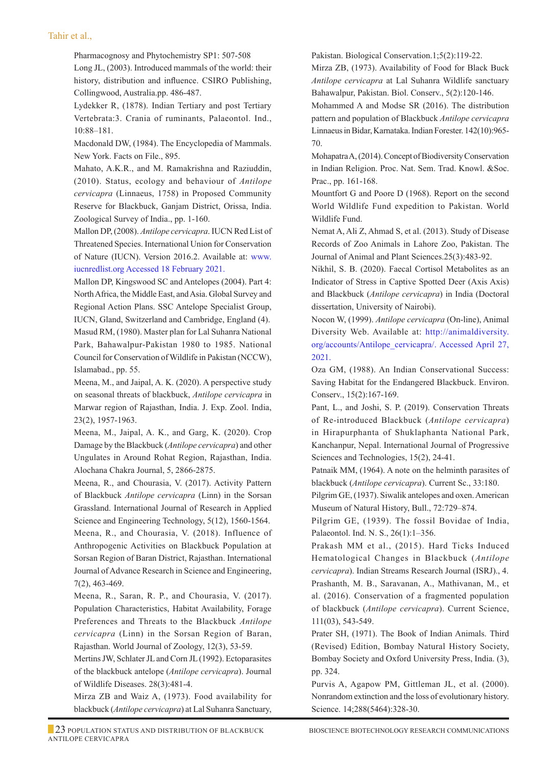Pharmacognosy and Phytochemistry SP1: 507-508

Long JL, (2003). Introduced mammals of the world: their history, distribution and influence. CSIRO Publishing, Collingwood, Australia.pp. 486-487.

Lydekker R, (1878). Indian Tertiary and post Tertiary Vertebrata:3. Crania of ruminants, Palaeontol. Ind., 10:88–181.

Macdonald DW, (1984). The Encyclopedia of Mammals. New York. Facts on File., 895.

Mahato, A.K.R., and M. Ramakrishna and Raziuddin, (2010). Status, ecology and behaviour of *Antilope cervicapra* (Linnaeus, 1758) in Proposed Community Reserve for Blackbuck, Ganjam District, Orissa, India. Zoological Survey of India., pp. 1-160.

Mallon DP, (2008). *Antilope cervicapra*. IUCN Red List of Threatened Species. International Union for Conservation of Nature (IUCN). Version 2016.2. Available at: www.iucnredlist.org Accessed 18 February 2021.

Mallon DP, Kingswood SC and Antelopes (2004). Part 4: North Africa, the Middle East, and Asia. Global Survey and Regional Action Plans. SSC Antelope Specialist Group, IUCN, Gland, Switzerland and Cambridge, England (4).

Masud RM, (1980). Master plan for Lal Suhanra National Park, Bahawalpur-Pakistan 1980 to 1985. National Council for Conservation of Wildlife in Pakistan (NCCW), Islamabad., pp. 55.

Meena, M., and Jaipal, A. K. (2020). A perspective study on seasonal threats of blackbuck, *Antilope cervicapra* in Marwar region of Rajasthan, India. J. Exp. Zool. India, 23(2), 1957-1963.

Meena, M., Jaipal, A. K., and Garg, K. (2020). Crop Damage by the Blackbuck (*Antilope cervicapra*) and other Ungulates in Around Rohat Region, Rajasthan, India. Alochana Chakra Journal, 5, 2866-2875.

Meena, R., and Chourasia, V. (2017). Activity Pattern of Blackbuck *Antilope cervicapra* (Linn) in the Sorsan Grassland. International Journal of Research in Applied Science and Engineering Technology, 5(12), 1560-1564.

Meena, R., and Chourasia, V. (2018). Influence of Anthropogenic Activities on Blackbuck Population at Sorsan Region of Baran District, Rajasthan. International Journal of Advance Research in Science and Engineering, 7(2), 463-469.

Meena, R., Saran, R. P., and Chourasia, V. (2017). Population Characteristics, Habitat Availability, Forage Preferences and Threats to the Blackbuck *Antilope cervicapra* (Linn) in the Sorsan Region of Baran, Rajasthan. World Journal of Zoology, 12(3), 53-59.

Mertins JW, Schlater JL and Corn JL (1992). Ectoparasites of the blackbuck antelope (*Antilope cervicapra*). Journal of Wildlife Diseases. 28(3):481-4.

Mirza ZB and Waiz A, (1973). Food availability for blackbuck (*Antilope cervicapra*) at Lal Suhanra Sanctuary, Pakistan. Biological Conservation.1;5(2):119-22.

Mirza ZB, (1973). Availability of Food for Black Buck *Antilope cervicapra* at Lal Suhanra Wildlife sanctuary Bahawalpur, Pakistan. Biol. Conserv., 5(2):120-146.

Mohammed A and Modse SR (2016). The distribution pattern and population of Blackbuck *Antilope cervicapra* Linnaeus in Bidar, Karnataka. Indian Forester. 142(10):965-70.

Mohapatra A, (2014). Concept of Biodiversity Conservation in Indian Religion. Proc. Nat. Sem. Trad. Knowl. &Soc. Prac., pp. 161-168.

Mountfort G and Poore D (1968). Report on the second World Wildlife Fund expedition to Pakistan. World Wildlife Fund.

Nemat A, Ali Z, Ahmad S, et al. (2013). Study of Disease Records of Zoo Animals in Lahore Zoo, Pakistan. The Journal of Animal and Plant Sciences.25(3):483-92.

Nikhil, S. B. (2020). Faecal Cortisol Metabolites as an Indicator of Stress in Captive Spotted Deer (Axis Axis) and Blackbuck (*Antilope cervicapra*) in India (Doctoral dissertation, University of Nairobi).

Nocon W, (1999). *Antilope cervicapra* (On-line), Animal Diversity Web. Available at: http://animaldiversity.org/accounts/Antilope_cervicapra/. Accessed April 27, 2021.

Oza GM, (1988). An Indian Conservational Success: Saving Habitat for the Endangered Blackbuck. Environ. Conserv., 15(2):167-169.

Pant, L., and Joshi, S. P. (2019). Conservation Threats of Re-introduced Blackbuck (*Antilope cervicapra*) in Hirapurphanta of Shuklaphanta National Park, Kanchanpur, Nepal. International Journal of Progressive Sciences and Technologies, 15(2), 24-41.

Patnaik MM, (1964). A note on the helminth parasites of blackbuck (*Antilope cervicapra*). Current Sc., 33:180.

Pilgrim GE, (1937). Siwalik antelopes and oxen. American Museum of Natural History, Bull., 72:729–874.

Pilgrim GE, (1939). The fossil Bovidae of India, Palaeontol. Ind. N. S., 26(1):1–356.

Prakash MM et al., (2015). Hard Ticks Induced Hematological Changes in Blackbuck (*Antilope cervicapra*). Indian Streams Research Journal (ISRJ)., 4.

Prashanth, M. B., Saravanan, A., Mathivanan, M., et al. (2016). Conservation of a fragmented population of blackbuck (*Antilope cervicapra*). Current Science, 111(03), 543-549.

Prater SH, (1971). The Book of Indian Animals. Third (Revised) Edition, Bombay Natural History Society, Bombay Society and Oxford University Press, India. (3), pp. 324.

Purvis A, Agapow PM, Gittleman JL, et al. (2000). Nonrandom extinction and the loss of evolutionary history. Science. 14;288(5464):328-30.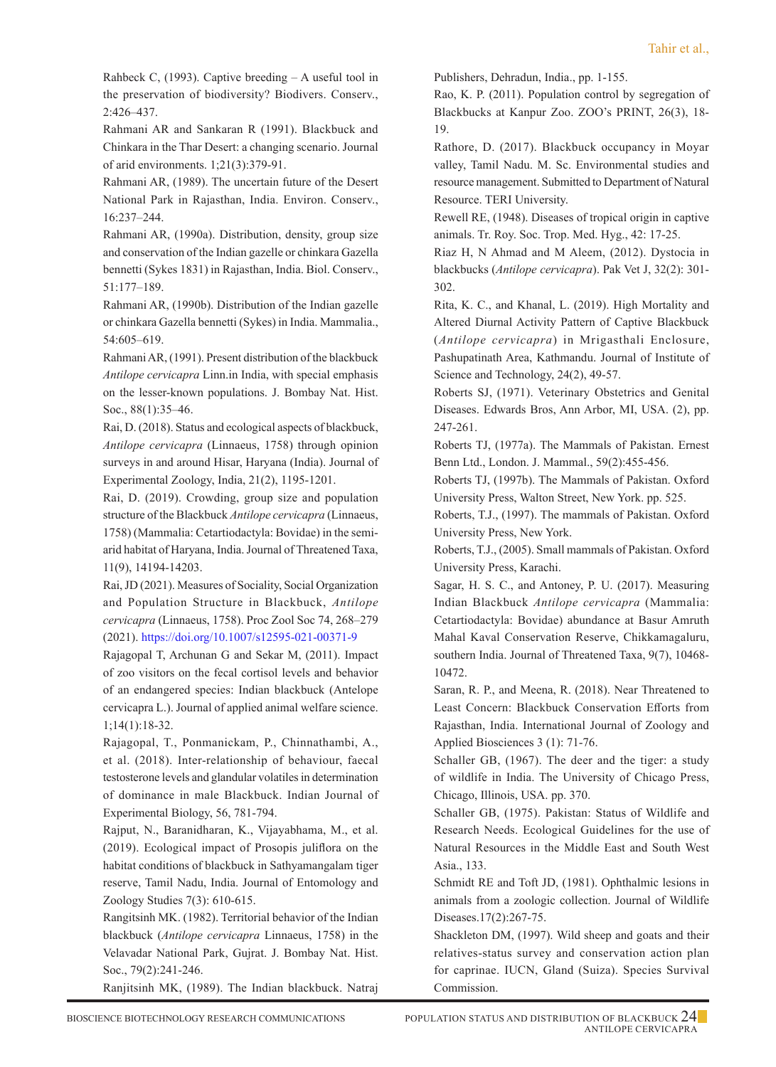Rahbeck C, (1993). Captive breeding – A useful tool in the preservation of biodiversity? Biodivers. Conserv., 2:426–437.

Rahmani AR and Sankaran R (1991). Blackbuck and Chinkara in the Thar Desert: a changing scenario. Journal of arid environments. 1;21(3):379-91.

Rahmani AR, (1989). The uncertain future of the Desert National Park in Rajasthan, India. Environ. Conserv., 16:237–244.

Rahmani AR, (1990a). Distribution, density, group size and conservation of the Indian gazelle or chinkara Gazella bennetti (Sykes 1831) in Rajasthan, India. Biol. Conserv., 51:177–189.

Rahmani AR, (1990b). Distribution of the Indian gazelle or chinkara Gazella bennetti (Sykes) in India. Mammalia., 54:605–619.

Rahmani AR, (1991). Present distribution of the blackbuck *Antilope cervicapra* Linn.in India, with special emphasis on the lesser-known populations. J. Bombay Nat. Hist. Soc., 88(1):35–46.

Rai, D. (2018). Status and ecological aspects of blackbuck, *Antilope cervicapra* (Linnaeus, 1758) through opinion surveys in and around Hisar, Haryana (India). Journal of Experimental Zoology, India, 21(2), 1195-1201.

Rai, D. (2019). Crowding, group size and population structure of the Blackbuck *Antilope cervicapra* (Linnaeus, 1758) (Mammalia: Cetartiodactyla: Bovidae) in the semi-arid habitat of Haryana, India. Journal of Threatened Taxa, 11(9), 14194-14203.

Rai, JD (2021). Measures of Sociality, Social Organization and Population Structure in Blackbuck, *Antilope cervicapra* (Linnaeus, 1758). Proc Zool Soc 74, 268–279 (2021). https://doi.org/10.1007/s12595-021-00371-9

Rajagopal T, Archunan G and Sekar M, (2011). Impact of zoo visitors on the fecal cortisol levels and behavior of an endangered species: Indian blackbuck (Antelope cervicapra L.). Journal of applied animal welfare science. 1;14(1):18-32.

Rajagopal, T., Ponmanickam, P., Chinnathambi, A., et al. (2018). Inter-relationship of behaviour, faecal testosterone levels and glandular volatiles in determination of dominance in male Blackbuck. Indian Journal of Experimental Biology, 56, 781-794.

Rajput, N., Baranidharan, K., Vijayabhama, M., et al. (2019). Ecological impact of Prosopis juliflora on the habitat conditions of blackbuck in Sathyamangalam tiger reserve, Tamil Nadu, India. Journal of Entomology and Zoology Studies 7(3): 610-615.

Rangitsinh MK. (1982). Territorial behavior of the Indian blackbuck (*Antilope cervicapra* Linnaeus, 1758) in the Velavadar National Park, Gujrat. J. Bombay Nat. Hist. Soc., 79(2):241-246.

Ranjitsinh MK, (1989). The Indian blackbuck. Natraj Publishers, Dehradun, India., pp. 1-155.

Rao, K. P. (2011). Population control by segregation of Blackbucks at Kanpur Zoo. ZOO's PRINT, 26(3), 18-19.

Rathore, D. (2017). Blackbuck occupancy in Moyar valley, Tamil Nadu. M. Sc. Environmental studies and resource management. Submitted to Department of Natural Resource. TERI University.

Rewell RE, (1948). Diseases of tropical origin in captive animals. Tr. Roy. Soc. Trop. Med. Hyg., 42: 17-25.

Riaz H, N Ahmad and M Aleem, (2012). Dystocia in blackbucks (*Antilope cervicapra*). Pak Vet J, 32(2): 301-302.

Rita, K. C., and Khanal, L. (2019). High Mortality and Altered Diurnal Activity Pattern of Captive Blackbuck (*Antilope cervicapra*) in Mrigasthali Enclosure, Pashupatinath Area, Kathmandu. Journal of Institute of Science and Technology, 24(2), 49-57.

Roberts SJ, (1971). Veterinary Obstetrics and Genital Diseases. Edwards Bros, Ann Arbor, MI, USA. (2), pp. 247-261.

Roberts TJ, (1977a). The Mammals of Pakistan. Ernest Benn Ltd., London. J. Mammal., 59(2):455-456.

Roberts TJ, (1997b). The Mammals of Pakistan. Oxford University Press, Walton Street, New York. pp. 525.

Roberts, T.J., (1997). The mammals of Pakistan. Oxford University Press, New York.

Roberts, T.J., (2005). Small mammals of Pakistan. Oxford University Press, Karachi.

Sagar, H. S. C., and Antoney, P. U. (2017). Measuring Indian Blackbuck *Antilope cervicapra* (Mammalia: Cetartiodactyla: Bovidae) abundance at Basur Amruth Mahal Kaval Conservation Reserve, Chikkamagaluru, southern India. Journal of Threatened Taxa, 9(7), 10468-10472.

Saran, R. P., and Meena, R. (2018). Near Threatened to Least Concern: Blackbuck Conservation Efforts from Rajasthan, India. International Journal of Zoology and Applied Biosciences 3 (1): 71-76.

Schaller GB, (1967). The deer and the tiger: a study of wildlife in India. The University of Chicago Press, Chicago, Illinois, USA. pp. 370.

Schaller GB, (1975). Pakistan: Status of Wildlife and Research Needs. Ecological Guidelines for the use of Natural Resources in the Middle East and South West Asia., 133.

Schmidt RE and Toft JD, (1981). Ophthalmic lesions in animals from a zoologic collection. Journal of Wildlife Diseases.17(2):267-75.

Shackleton DM, (1997). Wild sheep and goats and their relatives-status survey and conservation action plan for caprinae. IUCN, Gland (Suiza). Species Survival Commission.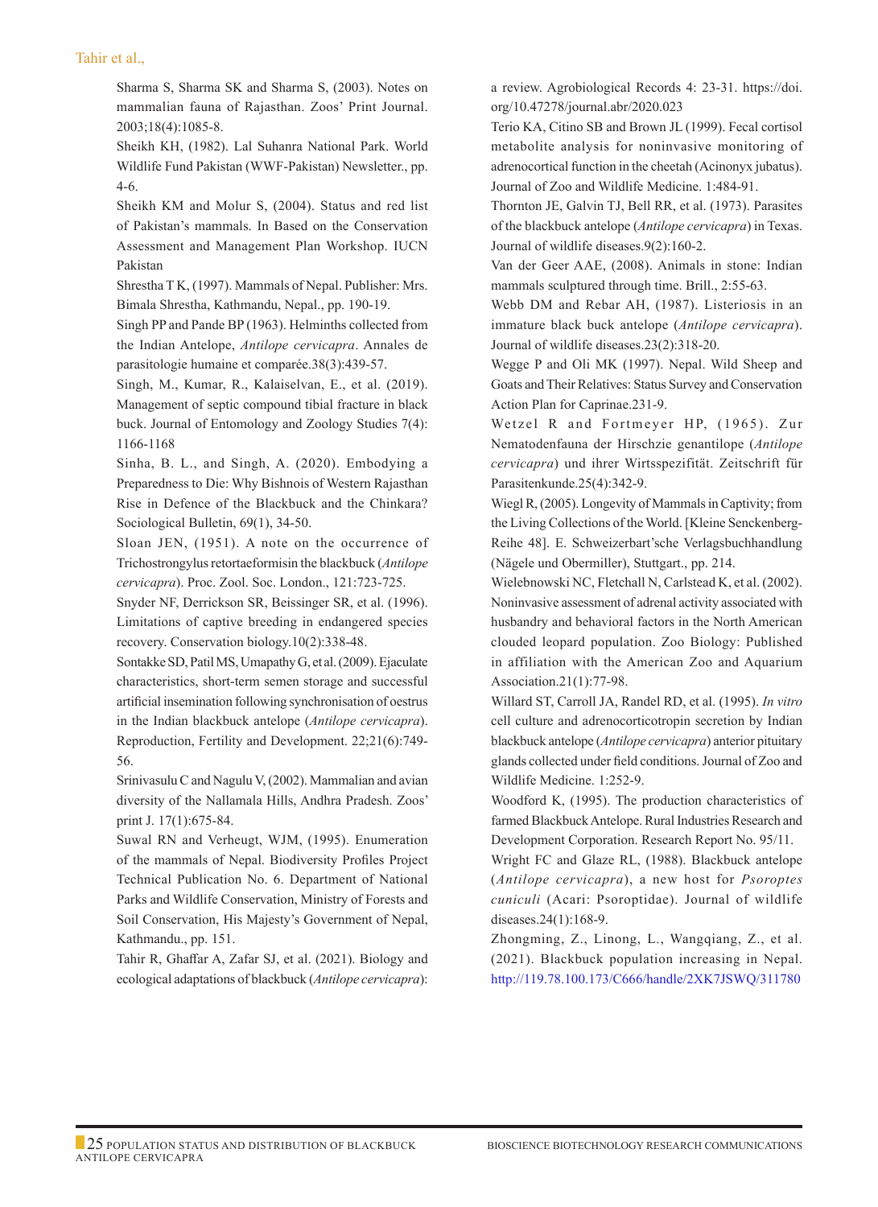Sharma S, Sharma SK and Sharma S, (2003). Notes on mammalian fauna of Rajasthan. Zoos' Print Journal. 2003;18(4):1085-8.

Sheikh KH, (1982). Lal Suhanra National Park. World Wildlife Fund Pakistan (WWF-Pakistan) Newsletter., pp. 4-6.

Sheikh KM and Molur S, (2004). Status and red list of Pakistan's mammals. In Based on the Conservation Assessment and Management Plan Workshop. IUCN Pakistan

Shrestha T K, (1997). Mammals of Nepal. Publisher: Mrs. Bimala Shrestha, Kathmandu, Nepal., pp. 190-19.

Singh PP and Pande BP (1963). Helminths collected from the Indian Antelope, *Antilope cervicapra*. Annales de parasitologie humaine et comparée.38(3):439-57.

Singh, M., Kumar, R., Kalaiselvan, E., et al. (2019). Management of septic compound tibial fracture in black buck. Journal of Entomology and Zoology Studies 7(4): 1166-1168

Sinha, B. L., and Singh, A. (2020). Embodying a Preparedness to Die: Why Bishnois of Western Rajasthan Rise in Defence of the Blackbuck and the Chinkara? Sociological Bulletin, 69(1), 34-50.

Sloan JEN, (1951). A note on the occurrence of Trichostrongylus retortaeformisin the blackbuck (*Antilope cervicapra*). Proc. Zool. Soc. London., 121:723-725.

Snyder NF, Derrickson SR, Beissinger SR, et al. (1996). Limitations of captive breeding in endangered species recovery. Conservation biology.10(2):338-48.

Sontakke SD, Patil MS, Umapathy G, et al. (2009). Ejaculate characteristics, short-term semen storage and successful artificial insemination following synchronisation of oestrus in the Indian blackbuck antelope (*Antilope cervicapra*). Reproduction, Fertility and Development. 22;21(6):749-56.

Srinivasulu C and Nagulu V, (2002). Mammalian and avian diversity of the Nallamala Hills, Andhra Pradesh. Zoos' print J. 17(1):675-84.

Suwal RN and Verheugt, WJM, (1995). Enumeration of the mammals of Nepal. Biodiversity Profiles Project Technical Publication No. 6. Department of National Parks and Wildlife Conservation, Ministry of Forests and Soil Conservation, His Majesty's Government of Nepal, Kathmandu., pp. 151.

Tahir R, Ghaffar A, Zafar SJ, et al. (2021). Biology and ecological adaptations of blackbuck (*Antilope cervicapra*): a review. Agrobiological Records 4: 23-31. https://doi.org/10.47278/journal.abr/2020.023

Terio KA, Citino SB and Brown JL (1999). Fecal cortisol metabolite analysis for noninvasive monitoring of adrenocortical function in the cheetah (Acinonyx jubatus). Journal of Zoo and Wildlife Medicine. 1:484-91.

Thornton JE, Galvin TJ, Bell RR, et al. (1973). Parasites of the blackbuck antelope (*Antilope cervicapra*) in Texas. Journal of wildlife diseases.9(2):160-2.

Van der Geer AAE, (2008). Animals in stone: Indian mammals sculptured through time. Brill., 2:55-63.

Webb DM and Rebar AH, (1987). Listeriosis in an immature black buck antelope (*Antilope cervicapra*). Journal of wildlife diseases.23(2):318-20.

Wegge P and Oli MK (1997). Nepal. Wild Sheep and Goats and Their Relatives: Status Survey and Conservation Action Plan for Caprinae.231-9.

Wetzel R and Fortmeyer HP, (1965). Zur Nematodenfauna der Hirschzie genantilope (*Antilope cervicapra*) und ihrer Wirtsspezifität. Zeitschrift für Parasitenkunde.25(4):342-9.

Wiegl R, (2005). Longevity of Mammals in Captivity; from the Living Collections of the World. [Kleine Senckenberg-Reihe 48]. E. Schweizerbart'sche Verlagsbuchhandlung (Nägele und Obermiller), Stuttgart., pp. 214.

Wielebnowski NC, Fletchall N, Carlstead K, et al. (2002). Noninvasive assessment of adrenal activity associated with husbandry and behavioral factors in the North American clouded leopard population. Zoo Biology: Published in affiliation with the American Zoo and Aquarium Association.21(1):77-98.

Willard ST, Carroll JA, Randel RD, et al. (1995). *In vitro* cell culture and adrenocorticotropin secretion by Indian blackbuck antelope (*Antilope cervicapra*) anterior pituitary glands collected under field conditions. Journal of Zoo and Wildlife Medicine. 1:252-9.

Woodford K, (1995). The production characteristics of farmed Blackbuck Antelope. Rural Industries Research and Development Corporation. Research Report No. 95/11.

Wright FC and Glaze RL, (1988). Blackbuck antelope (*Antilope cervicapra*), a new host for *Psoroptes cuniculi* (Acari: Psoroptidae). Journal of wildlife diseases.24(1):168-9.

Zhongming, Z., Linong, L., Wangqiang, Z., et al. (2021). Blackbuck population increasing in Nepal. http://119.78.100.173/C666/handle/2XK7JSWQ/311780